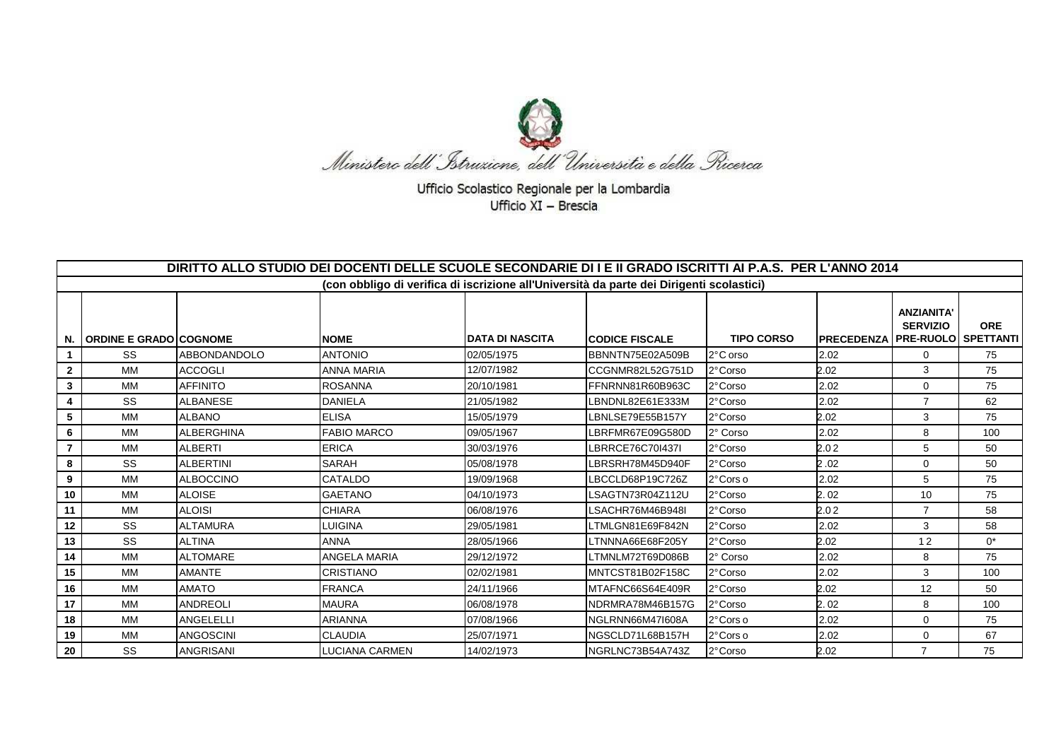Ministero dell'Istruzione, dell'Università e della Ricerca

Ufficio Scolastico Regionale per la Lombardia
Ufficio XI – Brescia

| DIRITTO ALLO STUDIO DEI DOCENTI DELLE SCUOLE SECONDARIE DI I E II GRADO ISCRITTI AI P.A.S. PER L'ANNO 2014 | | | | | | | | | |
|---|---|---|---|---|---|---|---|---|---|
| (con obbligo di verifica di iscrizione all'Università da parte dei Dirigenti scolastici) | | | | | | | | | |
| N. | ORDINE E GRADO | COGNOME | NOME | DATA DI NASCITA | CODICE FISCALE | TIPO CORSO | PRECEDENZA | ANZIANITA' SERVIZIO PRE-RUOLO | ORE SPETTANTI |
| 1 | SS | ABBONDANDOLO | ANTONIO | 02/05/1975 | BBNNTN75E02A509B | 2°C orso | 2.02 | 0 | 75 |
| 2 | MM | ACCOGLI | ANNA MARIA | 12/07/1982 | CCGNMR82L52G751D | 2°Corso | 2.02 | 3 | 75 |
| 3 | MM | AFFINITO | ROSANNA | 20/10/1981 | FFNRNN81R60B963C | 2°Corso | 2.02 | 0 | 75 |
| 4 | SS | ALBANESE | DANIELA | 21/05/1982 | LBNDNL82E61E333M | 2°Corso | 2.02 | 7 | 62 |
| 5 | MM | ALBANO | ELISA | 15/05/1979 | LBNLSE79E55B157Y | 2°Corso | 2.02 | 3 | 75 |
| 6 | MM | ALBERGHINA | FABIO MARCO | 09/05/1967 | LBRFMR67E09G580D | 2° Corso | 2.02 | 8 | 100 |
| 7 | MM | ALBERTI | ERICA | 30/03/1976 | LBRRCE76C70I437I | 2°Corso | 2.0 2 | 5 | 50 |
| 8 | SS | ALBERTINI | SARAH | 05/08/1978 | LBRSRH78M45D940F | 2°Corso | 2 .02 | 0 | 50 |
| 9 | MM | ALBOCCINO | CATALDO | 19/09/1968 | LBCCLD68P19C726Z | 2°Cors o | 2.02 | 5 | 75 |
| 10 | MM | ALOISE | GAETANO | 04/10/1973 | LSAGTN73R04Z112U | 2°Corso | 2. 02 | 10 | 75 |
| 11 | MM | ALOISI | CHIARA | 06/08/1976 | LSACHR76M46B948I | 2°Corso | 2.0 2 | 7 | 58 |
| 12 | SS | ALTAMURA | LUIGINA | 29/05/1981 | LTMLGN81E69F842N | 2°Corso | 2.02 | 3 | 58 |
| 13 | SS | ALTINA | ANNA | 28/05/1966 | LTNNNA66E68F205Y | 2°Corso | 2.02 | 1 2 | 0* |
| 14 | MM | ALTOMARE | ANGELA MARIA | 29/12/1972 | LTMNLM72T69D086B | 2° Corso | 2.02 | 8 | 75 |
| 15 | MM | AMANTE | CRISTIANO | 02/02/1981 | MNTCST81B02F158C | 2°Corso | 2.02 | 3 | 100 |
| 16 | MM | AMATO | FRANCA | 24/11/1966 | MTAFNC66S64E409R | 2°Corso | 2.02 | 12 | 50 |
| 17 | MM | ANDREOLI | MAURA | 06/08/1978 | NDRMRA78M46B157G | 2°Corso | 2. 02 | 8 | 100 |
| 18 | MM | ANGELELLI | ARIANNA | 07/08/1966 | NGLRNN66M47I608A | 2°Cors o | 2.02 | 0 | 75 |
| 19 | MM | ANGOSCINI | CLAUDIA | 25/07/1971 | NGSCLD71L68B157H | 2°Cors o | 2.02 | 0 | 67 |
| 20 | SS | ANGRISANI | LUCIANA CARMEN | 14/02/1973 | NGRLNC73B54A743Z | 2°Corso | 2.02 | 7 | 75 |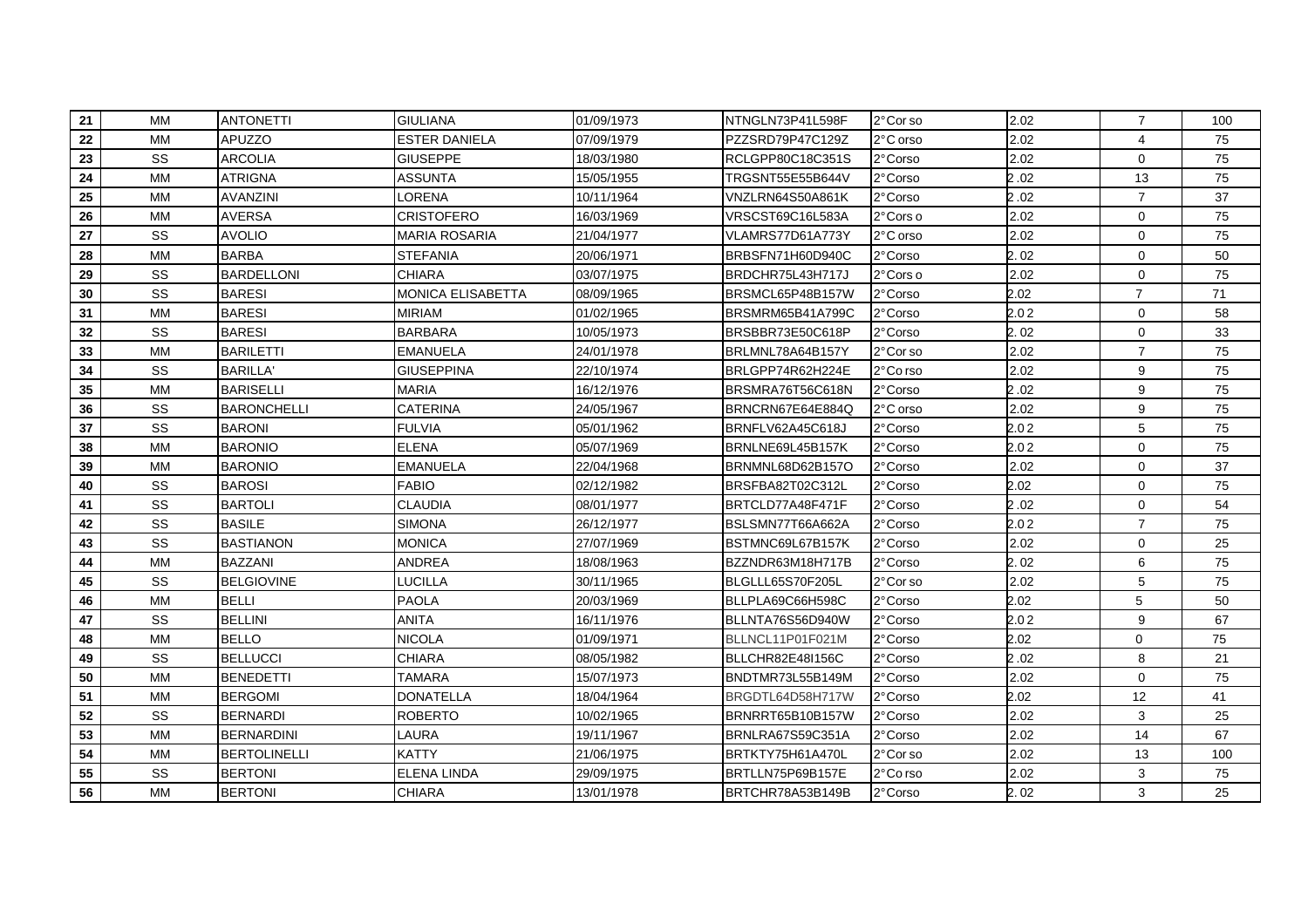| | | | | | | | | | |
|---|---|---|---|---|---|---|---|---|---|
| 21 | MM | ANTONETTI | GIULIANA | 01/09/1973 | NTNGLN73P41L598F | 2°Corso | 2.02 | 7 | 100 |
| 22 | MM | APUZZO | ESTER DANIELA | 07/09/1979 | PZZSRD79P47C129Z | 2°Corso | 2.02 | 4 | 75 |
| 23 | SS | ARCOLIA | GIUSEPPE | 18/03/1980 | RCLGPP80C18C351S | 2°Corso | 2.02 | 0 | 75 |
| 24 | MM | ATRIGNA | ASSUNTA | 15/05/1955 | TRGSNT55E55B644V | 2°Corso | 2.02 | 13 | 75 |
| 25 | MM | AVANZINI | LORENA | 10/11/1964 | VNZLRN64S50A861K | 2°Corso | 2.02 | 7 | 37 |
| 26 | MM | AVERSA | CRISTOFERO | 16/03/1969 | VRSCST69C16L583A | 2°Corso | 2.02 | 0 | 75 |
| 27 | SS | AVOLIO | MARIA ROSARIA | 21/04/1977 | VLAMRS77D61A773Y | 2°Corso | 2.02 | 0 | 75 |
| 28 | MM | BARBA | STEFANIA | 20/06/1971 | BRBSFN71H60D940C | 2°Corso | 2.02 | 0 | 50 |
| 29 | SS | BARDELLONI | CHIARA | 03/07/1975 | BRDCHR75L43H717J | 2°Corso | 2.02 | 0 | 75 |
| 30 | SS | BARESI | MONICA ELISABETTA | 08/09/1965 | BRSMCL65P48B157W | 2°Corso | 2.02 | 7 | 71 |
| 31 | MM | BARESI | MIRIAM | 01/02/1965 | BRSMRM65B41A799C | 2°Corso | 2.02 | 0 | 58 |
| 32 | SS | BARESI | BARBARA | 10/05/1973 | BRSBBR73E50C618P | 2°Corso | 2.02 | 0 | 33 |
| 33 | MM | BARILETTI | EMANUELA | 24/01/1978 | BRLMNL78A64B157Y | 2°Corso | 2.02 | 7 | 75 |
| 34 | SS | BARILLA' | GIUSEPPINA | 22/10/1974 | BRLGPP74R62H224E | 2°Corso | 2.02 | 9 | 75 |
| 35 | MM | BARISELLI | MARIA | 16/12/1976 | BRSMRA76T56C618N | 2°Corso | 2.02 | 9 | 75 |
| 36 | SS | BARONCHELLI | CATERINA | 24/05/1967 | BRNCRN67E64E884Q | 2°Corso | 2.02 | 9 | 75 |
| 37 | SS | BARONI | FULVIA | 05/01/1962 | BRNFLV62A45C618J | 2°Corso | 2.02 | 5 | 75 |
| 38 | MM | BARONIO | ELENA | 05/07/1969 | BRNLNE69L45B157K | 2°Corso | 2.02 | 0 | 75 |
| 39 | MM | BARONIO | EMANUELA | 22/04/1968 | BRNMNL68D62B157O | 2°Corso | 2.02 | 0 | 37 |
| 40 | SS | BAROSI | FABIO | 02/12/1982 | BRSFBA82T02C312L | 2°Corso | 2.02 | 0 | 75 |
| 41 | SS | BARTOLI | CLAUDIA | 08/01/1977 | BRTCLD77A48F471F | 2°Corso | 2.02 | 0 | 54 |
| 42 | SS | BASILE | SIMONA | 26/12/1977 | BSLSMN77T66A662A | 2°Corso | 2.02 | 7 | 75 |
| 43 | SS | BASTIANON | MONICA | 27/07/1969 | BSTMNC69L67B157K | 2°Corso | 2.02 | 0 | 25 |
| 44 | MM | BAZZANI | ANDREA | 18/08/1963 | BZZNDR63M18H717B | 2°Corso | 2.02 | 6 | 75 |
| 45 | SS | BELGIOVINE | LUCILLA | 30/11/1965 | BLGLLL65S70F205L | 2°Corso | 2.02 | 5 | 75 |
| 46 | MM | BELLI | PAOLA | 20/03/1969 | BLLPLA69C66H598C | 2°Corso | 2.02 | 5 | 50 |
| 47 | SS | BELLINI | ANITA | 16/11/1976 | BLLNTA76S56D940W | 2°Corso | 2.02 | 9 | 67 |
| 48 | MM | BELLO | NICOLA | 01/09/1971 | BLLNCL11P01F021M | 2°Corso | 2.02 | 0 | 75 |
| 49 | SS | BELLUCCI | CHIARA | 08/05/1982 | BLLCHR82E48I156C | 2°Corso | 2.02 | 8 | 21 |
| 50 | MM | BENEDETTI | TAMARA | 15/07/1973 | BNDTMR73L55B149M | 2°Corso | 2.02 | 0 | 75 |
| 51 | MM | BERGOMI | DONATELLA | 18/04/1964 | BRGDTL64D58H717W | 2°Corso | 2.02 | 12 | 41 |
| 52 | SS | BERNARDI | ROBERTO | 10/02/1965 | BRNRRT65B10B157W | 2°Corso | 2.02 | 3 | 25 |
| 53 | MM | BERNARDINI | LAURA | 19/11/1967 | BRNLRA67S59C351A | 2°Corso | 2.02 | 14 | 67 |
| 54 | MM | BERTOLINELLI | KATTY | 21/06/1975 | BRTKTY75H61A470L | 2°Corso | 2.02 | 13 | 100 |
| 55 | SS | BERTONI | ELENA LINDA | 29/09/1975 | BRTLLN75P69B157E | 2°Corso | 2.02 | 3 | 75 |
| 56 | MM | BERTONI | CHIARA | 13/01/1978 | BRTCHR78A53B149B | 2°Corso | 2.02 | 3 | 25 |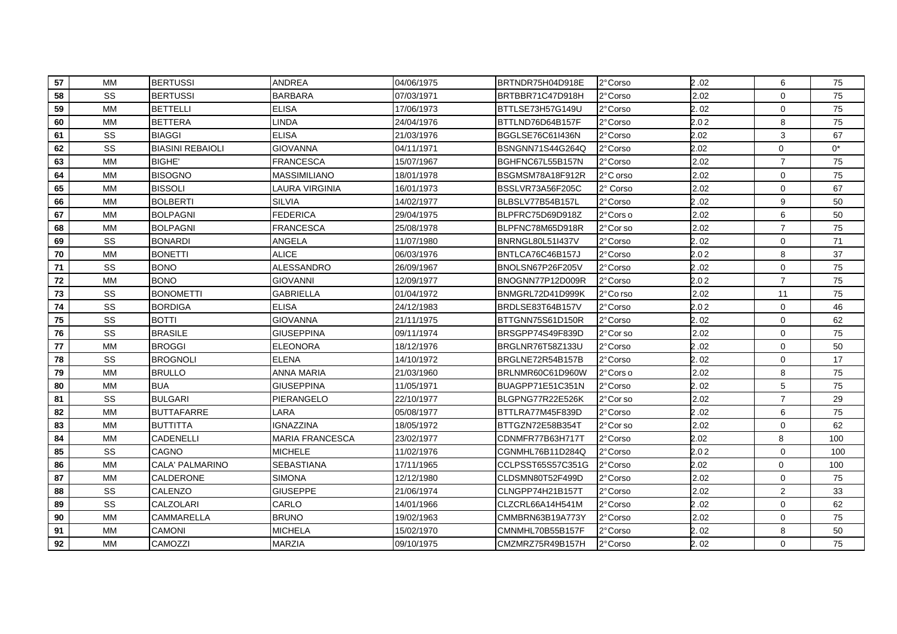| 57 | MM | BERTUSSI | ANDREA | 04/06/1975 | BRTNDR75H04D918E | 2°Corso | 2.02 | 6 | 75 |
|---|---|---|---|---|---|---|---|---|---|
| 58 | SS | BERTUSSI | BARBARA | 07/03/1971 | BRTBBR71C47D918H | 2°Corso | 2.02 | 0 | 75 |
| 59 | MM | BETTELLI | ELISA | 17/06/1973 | BTTLSE73H57G149U | 2°Corso | 2.02 | 0 | 75 |
| 60 | MM | BETTERA | LINDA | 24/04/1976 | BTTLND76D64B157F | 2°Corso | 2.02 | 8 | 75 |
| 61 | SS | BIAGGI | ELISA | 21/03/1976 | BGGLSE76C61I436N | 2°Corso | 2.02 | 3 | 67 |
| 62 | SS | BIASINI REBAIOLI | GIOVANNA | 04/11/1971 | BSNGNN71S44G264Q | 2°Corso | 2.02 | 0 | 0* |
| 63 | MM | BIGHE' | FRANCESCA | 15/07/1967 | BGHFNC67L55B157N | 2°Corso | 2.02 | 7 | 75 |
| 64 | MM | BISOGNO | MASSIMILIANO | 18/01/1978 | BSGMSM78A18F912R | 2°Corso | 2.02 | 0 | 75 |
| 65 | MM | BISSOLI | LAURA VIRGINIA | 16/01/1973 | BSSLVR73A56F205C | 2° Corso | 2.02 | 0 | 67 |
| 66 | MM | BOLBERTI | SILVIA | 14/02/1977 | BLBSLV77B54B157L | 2°Corso | 2.02 | 9 | 50 |
| 67 | MM | BOLPAGNI | FEDERICA | 29/04/1975 | BLPFRC75D69D918Z | 2°Corso | 2.02 | 6 | 50 |
| 68 | MM | BOLPAGNI | FRANCESCA | 25/08/1978 | BLPFNC78M65D918R | 2°Corso | 2.02 | 7 | 75 |
| 69 | SS | BONARDI | ANGELA | 11/07/1980 | BNRNGL80L51I437V | 2°Corso | 2.02 | 0 | 71 |
| 70 | MM | BONETTI | ALICE | 06/03/1976 | BNTLCA76C46B157J | 2°Corso | 2.02 | 8 | 37 |
| 71 | SS | BONO | ALESSANDRO | 26/09/1967 | BNOLSN67P26F205V | 2°Corso | 2.02 | 0 | 75 |
| 72 | MM | BONO | GIOVANNI | 12/09/1977 | BNOGNN77P12D009R | 2°Corso | 2.02 | 7 | 75 |
| 73 | SS | BONOMETTI | GABRIELLA | 01/04/1972 | BNMGRL72D41D999K | 2°Corso | 2.02 | 11 | 75 |
| 74 | SS | BORDIGA | ELISA | 24/12/1983 | BRDLSE83T64B157V | 2°Corso | 2.02 | 0 | 46 |
| 75 | SS | BOTTI | GIOVANNA | 21/11/1975 | BTTGNN75S61D150R | 2°Corso | 2.02 | 0 | 62 |
| 76 | SS | BRASILE | GIUSEPPINA | 09/11/1974 | BRSGPP74S49F839D | 2°Corso | 2.02 | 0 | 75 |
| 77 | MM | BROGGI | ELEONORA | 18/12/1976 | BRGLNR76T58Z133U | 2°Corso | 2.02 | 0 | 50 |
| 78 | SS | BROGNOLI | ELENA | 14/10/1972 | BRGLNE72R54B157B | 2°Corso | 2.02 | 0 | 17 |
| 79 | MM | BRULLO | ANNA MARIA | 21/03/1960 | BRLNMR60C61D960W | 2°Corso | 2.02 | 8 | 75 |
| 80 | MM | BUA | GIUSEPPINA | 11/05/1971 | BUAGPP71E51C351N | 2°Corso | 2.02 | 5 | 75 |
| 81 | SS | BULGARI | PIERANGELO | 22/10/1977 | BLGPNG77R22E526K | 2°Corso | 2.02 | 7 | 29 |
| 82 | MM | BUTTAFARRE | LARA | 05/08/1977 | BTTLRA77M45F839D | 2°Corso | 2.02 | 6 | 75 |
| 83 | MM | BUTTITTA | IGNAZZINA | 18/05/1972 | BTTGZN72E58B354T | 2°Corso | 2.02 | 0 | 62 |
| 84 | MM | CADENELLI | MARIA FRANCESCA | 23/02/1977 | CDNMFR77B63H717T | 2°Corso | 2.02 | 8 | 100 |
| 85 | SS | CAGNO | MICHELE | 11/02/1976 | CGNMHL76B11D284Q | 2°Corso | 2.02 | 0 | 100 |
| 86 | MM | CALA' PALMARINO | SEBASTIANA | 17/11/1965 | CCLPSST65S57C351G | 2°Corso | 2.02 | 0 | 100 |
| 87 | MM | CALDERONE | SIMONA | 12/12/1980 | CLDSMN80T52F499D | 2°Corso | 2.02 | 0 | 75 |
| 88 | SS | CALENZO | GIUSEPPE | 21/06/1974 | CLNGPP74H21B157T | 2°Corso | 2.02 | 2 | 33 |
| 89 | SS | CALZOLARI | CARLO | 14/01/1966 | CLZCRL66A14H541M | 2°Corso | 2.02 | 0 | 62 |
| 90 | MM | CAMMARELLA | BRUNO | 19/02/1963 | CMMBRN63B19A773Y | 2°Corso | 2.02 | 0 | 75 |
| 91 | MM | CAMONI | MICHELA | 15/02/1970 | CMNMHL70B55B157F | 2°Corso | 2.02 | 8 | 50 |
| 92 | MM | CAMOZZI | MARZIA | 09/10/1975 | CMZMRZ75R49B157H | 2°Corso | 2.02 | 0 | 75 |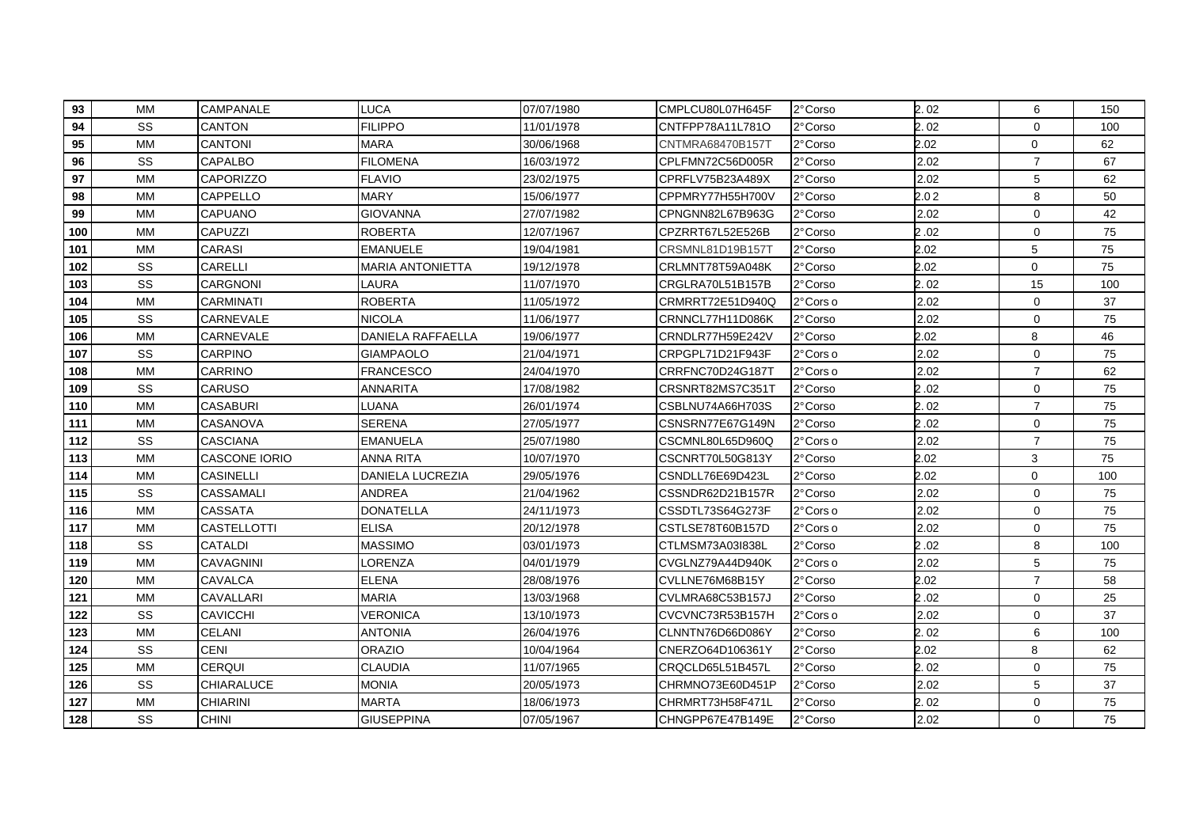| 93 | MM | CAMPANALE | LUCA | 07/07/1980 | CMPLCU80L07H645F | 2°Corso | 2. 02 | 6 | 150 |
|---|---|---|---|---|---|---|---|---|---|
| 94 | SS | CANTON | FILIPPO | 11/01/1978 | CNTFPP78A11L781O | 2°Corso | 2. 02 | 0 | 100 |
| 95 | MM | CANTONI | MARA | 30/06/1968 | CNTMRA68470B157T | 2°Corso | 2.02 | 0 | 62 |
| 96 | SS | CAPALBO | FILOMENA | 16/03/1972 | CPLFMN72C56D005R | 2°Corso | 2.02 | 7 | 67 |
| 97 | MM | CAPORIZZO | FLAVIO | 23/02/1975 | CPRFLV75B23A489X | 2°Corso | 2.02 | 5 | 62 |
| 98 | MM | CAPPELLO | MARY | 15/06/1977 | CPPMRY77H55H700V | 2°Corso | 2.0 2 | 8 | 50 |
| 99 | MM | CAPUANO | GIOVANNA | 27/07/1982 | CPNGNN82L67B963G | 2°Corso | 2.02 | 0 | 42 |
| 100 | MM | CAPUZZI | ROBERTA | 12/07/1967 | CPZRRT67L52E526B | 2°Corso | 2 .02 | 0 | 75 |
| 101 | MM | CARASI | EMANUELE | 19/04/1981 | CRSMNL81D19B157T | 2°Corso | 2.02 | 5 | 75 |
| 102 | SS | CARELLI | MARIA ANTONIETTA | 19/12/1978 | CRLMNT78T59A048K | 2°Corso | 2.02 | 0 | 75 |
| 103 | SS | CARGNONI | LAURA | 11/07/1970 | CRGLRA70L51B157B | 2°Corso | 2. 02 | 15 | 100 |
| 104 | MM | CARMINATI | ROBERTA | 11/05/1972 | CRMRRT72E51D940Q | 2°Cors o | 2.02 | 0 | 37 |
| 105 | SS | CARNEVALE | NICOLA | 11/06/1977 | CRNNCL77H11D086K | 2°Corso | 2.02 | 0 | 75 |
| 106 | MM | CARNEVALE | DANIELA RAFFAELLA | 19/06/1977 | CRNDLR77H59E242V | 2°Corso | 2.02 | 8 | 46 |
| 107 | SS | CARPINO | GIAMPAOLO | 21/04/1971 | CRPGPL71D21F943F | 2°Cors o | 2.02 | 0 | 75 |
| 108 | MM | CARRINO | FRANCESCO | 24/04/1970 | CRRFNC70D24G187T | 2°Cors o | 2.02 | 7 | 62 |
| 109 | SS | CARUSO | ANNARITA | 17/08/1982 | CRSNRT82MS7C351T | 2°Corso | 2 .02 | 0 | 75 |
| 110 | MM | CASABURI | LUANA | 26/01/1974 | CSBLNU74A66H703S | 2°Corso | 2. 02 | 7 | 75 |
| 111 | MM | CASANOVA | SERENA | 27/05/1977 | CSNSRN77E67G149N | 2°Corso | 2 .02 | 0 | 75 |
| 112 | SS | CASCIANA | EMANUELA | 25/07/1980 | CSCMNL80L65D960Q | 2°Cors o | 2.02 | 7 | 75 |
| 113 | MM | CASCONE IORIO | ANNA RITA | 10/07/1970 | CSCNRT70L50G813Y | 2°Corso | 2.02 | 3 | 75 |
| 114 | MM | CASINELLI | DANIELA LUCREZIA | 29/05/1976 | CSNDLL76E69D423L | 2°Corso | 2.02 | 0 | 100 |
| 115 | SS | CASSAMALI | ANDREA | 21/04/1962 | CSSNDR62D21B157R | 2°Corso | 2.02 | 0 | 75 |
| 116 | MM | CASSATA | DONATELLA | 24/11/1973 | CSSDTL73S64G273F | 2°Cors o | 2.02 | 0 | 75 |
| 117 | MM | CASTELLOTTI | ELISA | 20/12/1978 | CSTLSE78T60B157D | 2°Cors o | 2.02 | 0 | 75 |
| 118 | SS | CATALDI | MASSIMO | 03/01/1973 | CTLMSM73A03I838L | 2°Corso | 2 .02 | 8 | 100 |
| 119 | MM | CAVAGNINI | LORENZA | 04/01/1979 | CVGLNZ79A44D940K | 2°Cors o | 2.02 | 5 | 75 |
| 120 | MM | CAVALCA | ELENA | 28/08/1976 | CVLLNE76M68B15Y | 2°Corso | 2.02 | 7 | 58 |
| 121 | MM | CAVALLARI | MARIA | 13/03/1968 | CVLMRA68C53B157J | 2°Corso | 2 .02 | 0 | 25 |
| 122 | SS | CAVICCHI | VERONICA | 13/10/1973 | CVCVNC73R53B157H | 2°Cors o | 2.02 | 0 | 37 |
| 123 | MM | CELANI | ANTONIA | 26/04/1976 | CLNNTN76D66D086Y | 2°Corso | 2. 02 | 6 | 100 |
| 124 | SS | CENI | ORAZIO | 10/04/1964 | CNERZO64D106361Y | 2°Corso | 2.02 | 8 | 62 |
| 125 | MM | CERQUI | CLAUDIA | 11/07/1965 | CRQCLD65L51B457L | 2°Corso | 2. 02 | 0 | 75 |
| 126 | SS | CHIARALUCE | MONIA | 20/05/1973 | CHRMNO73E60D451P | 2°Corso | 2.02 | 5 | 37 |
| 127 | MM | CHIARINI | MARTA | 18/06/1973 | CHRMRT73H58F471L | 2°Corso | 2. 02 | 0 | 75 |
| 128 | SS | CHINI | GIUSEPPINA | 07/05/1967 | CHNGPP67E47B149E | 2°Corso | 2.02 | 0 | 75 |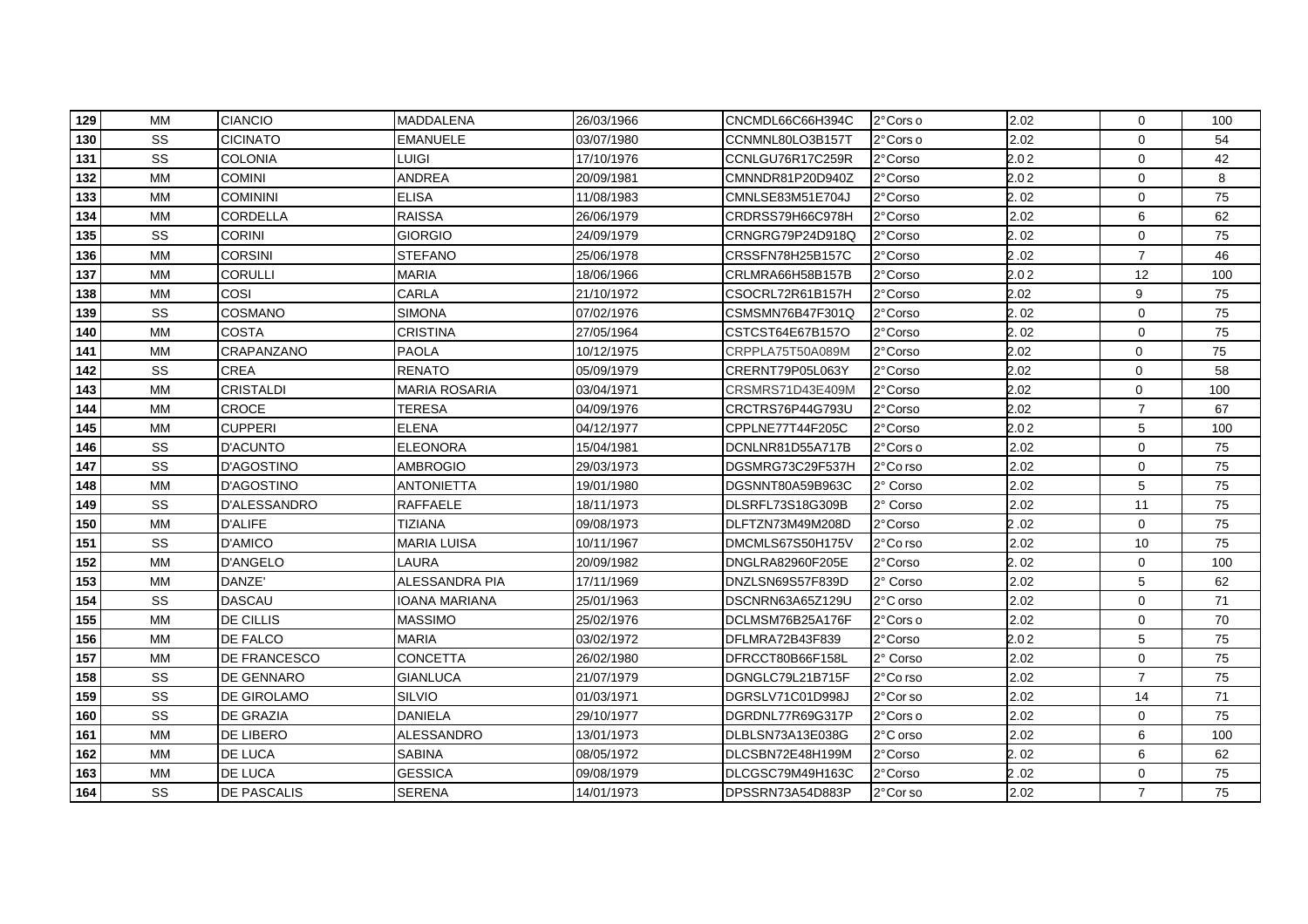| 129 | MM | CIANCIO | MADDALENA | 26/03/1966 | CNCMDL66C66H394C | 2°Cors o | 2.02 | 0 | 100 |
|---|---|---|---|---|---|---|---|---|---|
| 130 | SS | CICINATO | EMANUELE | 03/07/1980 | CCNMNL80LO3B157T | 2°Cors o | 2.02 | 0 | 54 |
| 131 | SS | COLONIA | LUIGI | 17/10/1976 | CCNLGU76R17C259R | 2°Corso | 2.0 2 | 0 | 42 |
| 132 | MM | COMINI | ANDREA | 20/09/1981 | CMNNDR81P20D940Z | 2°Corso | 2.0 2 | 0 | 8 |
| 133 | MM | COMININI | ELISA | 11/08/1983 | CMNLSE83M51E704J | 2°Corso | 2. 02 | 0 | 75 |
| 134 | MM | CORDELLA | RAISSA | 26/06/1979 | CRDRSS79H66C978H | 2°Corso | 2.02 | 6 | 62 |
| 135 | SS | CORINI | GIORGIO | 24/09/1979 | CRNGRG79P24D918Q | 2°Corso | 2. 02 | 0 | 75 |
| 136 | MM | CORSINI | STEFANO | 25/06/1978 | CRSSFN78H25B157C | 2°Corso | 2 .02 | 7 | 46 |
| 137 | MM | CORULLI | MARIA | 18/06/1966 | CRLMRA66H58B157B | 2°Corso | 2.0 2 | 12 | 100 |
| 138 | MM | COSI | CARLA | 21/10/1972 | CSOCRL72R61B157H | 2°Corso | 2.02 | 9 | 75 |
| 139 | SS | COSMANO | SIMONA | 07/02/1976 | CSMSMN76B47F301Q | 2°Corso | 2. 02 | 0 | 75 |
| 140 | MM | COSTA | CRISTINA | 27/05/1964 | CSTCST64E67B157O | 2°Corso | 2. 02 | 0 | 75 |
| 141 | MM | CRAPANZANO | PAOLA | 10/12/1975 | CRPPLA75T50A089M | 2°Corso | 2.02 | 0 | 75 |
| 142 | SS | CREA | RENATO | 05/09/1979 | CRERNT79P05L063Y | 2°Corso | 2.02 | 0 | 58 |
| 143 | MM | CRISTALDI | MARIA ROSARIA | 03/04/1971 | CRSMRS71D43E409M | 2°Corso | 2.02 | 0 | 100 |
| 144 | MM | CROCE | TERESA | 04/09/1976 | CRCTRS76P44G793U | 2°Corso | 2.02 | 7 | 67 |
| 145 | MM | CUPPERI | ELENA | 04/12/1977 | CPPLNE77T44F205C | 2°Corso | 2.0 2 | 5 | 100 |
| 146 | SS | D'ACUNTO | ELEONORA | 15/04/1981 | DCNLNR81D55A717B | 2°Cors o | 2.02 | 0 | 75 |
| 147 | SS | D'AGOSTINO | AMBROGIO | 29/03/1973 | DGSMRG73C29F537H | 2°Co rso | 2.02 | 0 | 75 |
| 148 | MM | D'AGOSTINO | ANTONIETTA | 19/01/1980 | DGSNNT80A59B963C | 2° Corso | 2.02 | 5 | 75 |
| 149 | SS | D'ALESSANDRO | RAFFAELE | 18/11/1973 | DLSRFL73S18G309B | 2° Corso | 2.02 | 11 | 75 |
| 150 | MM | D'ALIFE | TIZIANA | 09/08/1973 | DLFTZN73M49M208D | 2°Corso | 2 .02 | 0 | 75 |
| 151 | SS | D'AMICO | MARIA LUISA | 10/11/1967 | DMCMLS67S50H175V | 2°Co rso | 2.02 | 10 | 75 |
| 152 | MM | D'ANGELO | LAURA | 20/09/1982 | DNGLRA82960F205E | 2°Corso | 2. 02 | 0 | 100 |
| 153 | MM | DANZE' | ALESSANDRA PIA | 17/11/1969 | DNZLSN69S57F839D | 2° Corso | 2.02 | 5 | 62 |
| 154 | SS | DASCAU | IOANA MARIANA | 25/01/1963 | DSCNRN63A65Z129U | 2°C orso | 2.02 | 0 | 71 |
| 155 | MM | DE CILLIS | MASSIMO | 25/02/1976 | DCLMSM76B25A176F | 2°Cors o | 2.02 | 0 | 70 |
| 156 | MM | DE FALCO | MARIA | 03/02/1972 | DFLMRA72B43F839 | 2°Corso | 2.0 2 | 5 | 75 |
| 157 | MM | DE FRANCESCO | CONCETTA | 26/02/1980 | DFRCCT80B66F158L | 2° Corso | 2.02 | 0 | 75 |
| 158 | SS | DE GENNARO | GIANLUCA | 21/07/1979 | DGNGLC79L21B715F | 2°Co rso | 2.02 | 7 | 75 |
| 159 | SS | DE GIROLAMO | SILVIO | 01/03/1971 | DGRSLV71C01D998J | 2°Cor so | 2.02 | 14 | 71 |
| 160 | SS | DE GRAZIA | DANIELA | 29/10/1977 | DGRDNL77R69G317P | 2°Cors o | 2.02 | 0 | 75 |
| 161 | MM | DE LIBERO | ALESSANDRO | 13/01/1973 | DLBLSN73A13E038G | 2°C orso | 2.02 | 6 | 100 |
| 162 | MM | DE LUCA | SABINA | 08/05/1972 | DLCSBN72E48H199M | 2°Corso | 2. 02 | 6 | 62 |
| 163 | MM | DE LUCA | GESSICA | 09/08/1979 | DLCGSC79M49H163C | 2°Corso | 2 .02 | 0 | 75 |
| 164 | SS | DE PASCALIS | SERENA | 14/01/1973 | DPSSRN73A54D883P | 2°Cor so | 2.02 | 7 | 75 |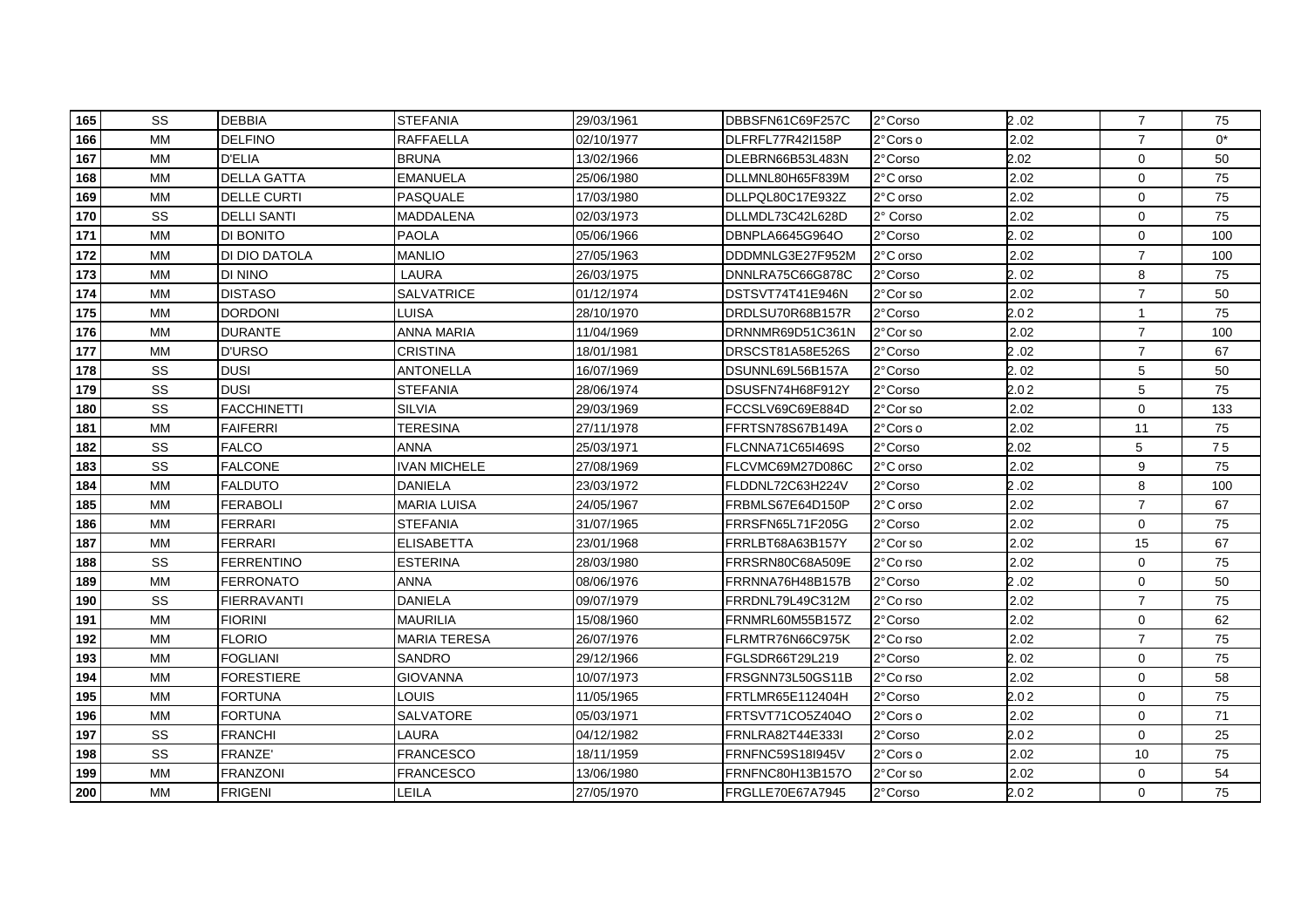| 165 | SS | DEBBIA | STEFANIA | 29/03/1961 | DBBSFN61C69F257C | 2°Corso | 2 .02 | 7 | 75 |
|---|---|---|---|---|---|---|---|---|---|
| 166 | MM | DELFINO | RAFFAELLA | 02/10/1977 | DLFRFL77R42I158P | 2°Cors o | 2.02 | 7 | 0* |
| 167 | MM | D'ELIA | BRUNA | 13/02/1966 | DLEBRN66B53L483N | 2°Corso | 2.02 | 0 | 50 |
| 168 | MM | DELLA GATTA | EMANUELA | 25/06/1980 | DLLMNL80H65F839M | 2°C orso | 2.02 | 0 | 75 |
| 169 | MM | DELLE CURTI | PASQUALE | 17/03/1980 | DLLPQL80C17E932Z | 2°C orso | 2.02 | 0 | 75 |
| 170 | SS | DELLI SANTI | MADDALENA | 02/03/1973 | DLLMDL73C42L628D | 2° Corso | 2.02 | 0 | 75 |
| 171 | MM | DI BONITO | PAOLA | 05/06/1966 | DBNPLA6645G964O | 2°Corso | 2. 02 | 0 | 100 |
| 172 | MM | DI DIO DATOLA | MANLIO | 27/05/1963 | DDDMNLG3E27F952M | 2°C orso | 2.02 | 7 | 100 |
| 173 | MM | DI NINO | LAURA | 26/03/1975 | DNNLRA75C66G878C | 2°Corso | 2. 02 | 8 | 75 |
| 174 | MM | DISTASO | SALVATRICE | 01/12/1974 | DSTSVT74T41E946N | 2°Cor so | 2.02 | 7 | 50 |
| 175 | MM | DORDONI | LUISA | 28/10/1970 | DRDLSU70R68B157R | 2°Corso | 2.0 2 | 1 | 75 |
| 176 | MM | DURANTE | ANNA MARIA | 11/04/1969 | DRNNMR69D51C361N | 2°Cor so | 2.02 | 7 | 100 |
| 177 | MM | D'URSO | CRISTINA | 18/01/1981 | DRSCST81A58E526S | 2°Corso | 2 .02 | 7 | 67 |
| 178 | SS | DUSI | ANTONELLA | 16/07/1969 | DSUNNL69L56B157A | 2°Corso | 2. 02 | 5 | 50 |
| 179 | SS | DUSI | STEFANIA | 28/06/1974 | DSUSFN74H68F912Y | 2°Corso | 2.0 2 | 5 | 75 |
| 180 | SS | FACCHINETTI | SILVIA | 29/03/1969 | FCCSLV69C69E884D | 2°Cor so | 2.02 | 0 | 133 |
| 181 | MM | FAIFERRI | TERESINA | 27/11/1978 | FFRTSN78S67B149A | 2°Cors o | 2.02 | 11 | 75 |
| 182 | SS | FALCO | ANNA | 25/03/1971 | FLCNNA71C65I469S | 2°Corso | 2.02 | 5 | 7 5 |
| 183 | SS | FALCONE | IVAN MICHELE | 27/08/1969 | FLCVMC69M27D086C | 2°C orso | 2.02 | 9 | 75 |
| 184 | MM | FALDUTO | DANIELA | 23/03/1972 | FLDDNL72C63H224V | 2°Corso | 2 .02 | 8 | 100 |
| 185 | MM | FERABOLI | MARIA LUISA | 24/05/1967 | FRBMLS67E64D150P | 2°C orso | 2.02 | 7 | 67 |
| 186 | MM | FERRARI | STEFANIA | 31/07/1965 | FRRSFN65L71F205G | 2°Corso | 2.02 | 0 | 75 |
| 187 | MM | FERRARI | ELISABETTA | 23/01/1968 | FRRLBT68A63B157Y | 2°Cor so | 2.02 | 15 | 67 |
| 188 | SS | FERRENTINO | ESTERINA | 28/03/1980 | FRRSRN80C68A509E | 2°Co rso | 2.02 | 0 | 75 |
| 189 | MM | FERRONATO | ANNA | 08/06/1976 | FRRNNA76H48B157B | 2°Corso | 2 .02 | 0 | 50 |
| 190 | SS | FIERRAVANTI | DANIELA | 09/07/1979 | FRRDNL79L49C312M | 2°Co rso | 2.02 | 7 | 75 |
| 191 | MM | FIORINI | MAURILIA | 15/08/1960 | FRNMRL60M55B157Z | 2°Corso | 2.02 | 0 | 62 |
| 192 | MM | FLORIO | MARIA TERESA | 26/07/1976 | FLRMTR76N66C975K | 2°Co rso | 2.02 | 7 | 75 |
| 193 | MM | FOGLIANI | SANDRO | 29/12/1966 | FGLSDR66T29L219 | 2°Corso | 2. 02 | 0 | 75 |
| 194 | MM | FORESTIERE | GIOVANNA | 10/07/1973 | FRSGNN73L50GS11B | 2°Co rso | 2.02 | 0 | 58 |
| 195 | MM | FORTUNA | LOUIS | 11/05/1965 | FRTLMR65E112404H | 2°Corso | 2.0 2 | 0 | 75 |
| 196 | MM | FORTUNA | SALVATORE | 05/03/1971 | FRTSVT71CO5Z404O | 2°Cors o | 2.02 | 0 | 71 |
| 197 | SS | FRANCHI | LAURA | 04/12/1982 | FRNLRA82T44E333I | 2°Corso | 2.0 2 | 0 | 25 |
| 198 | SS | FRANZE' | FRANCESCO | 18/11/1959 | FRNFNC59S18I945V | 2°Cors o | 2.02 | 10 | 75 |
| 199 | MM | FRANZONI | FRANCESCO | 13/06/1980 | FRNFNC80H13B157O | 2°Cor so | 2.02 | 0 | 54 |
| 200 | MM | FRIGENI | LEILA | 27/05/1970 | FRGLLE70E67A7945 | 2°Corso | 2.0 2 | 0 | 75 |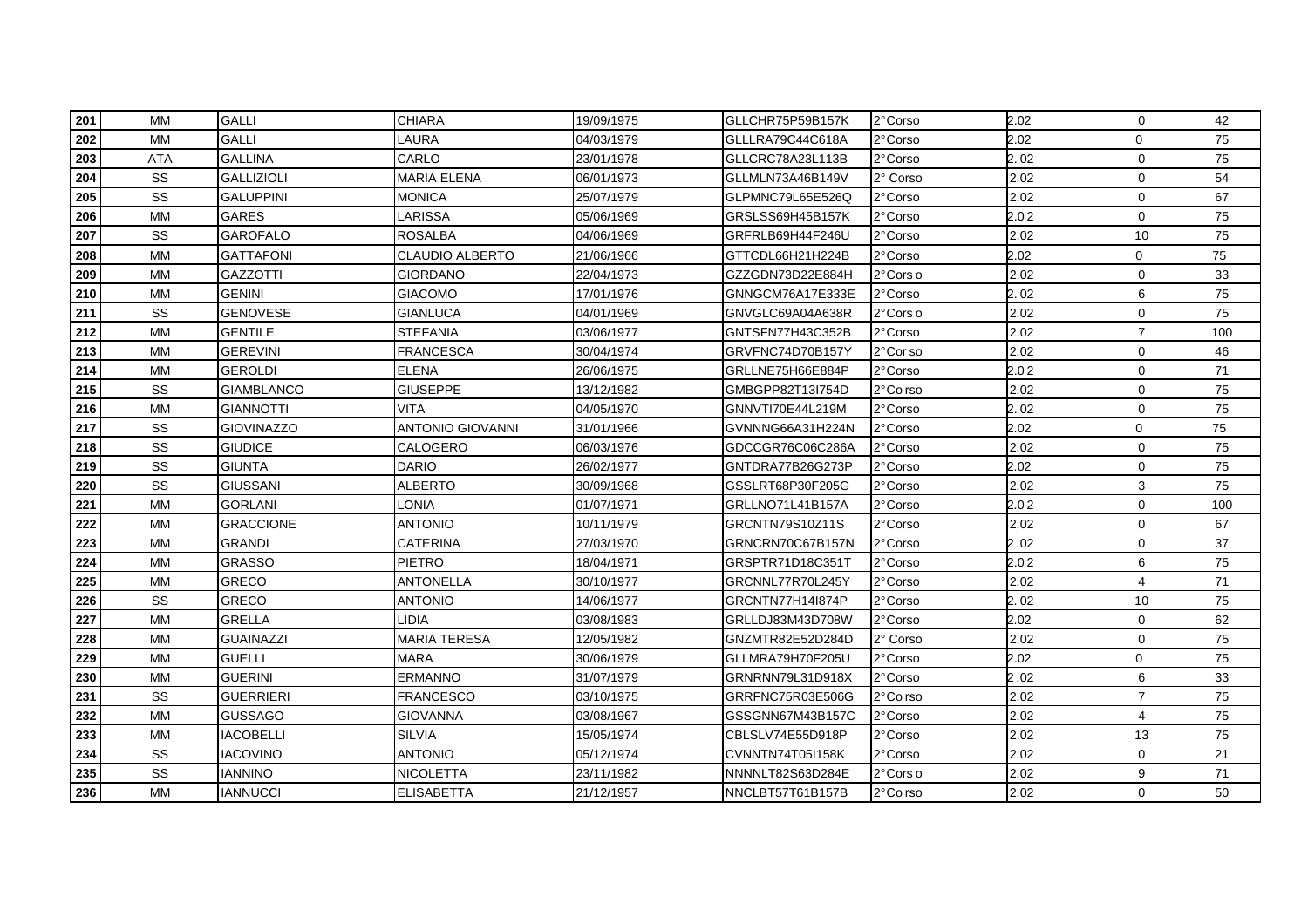| 201 | MM | GALLI | CHIARA | 19/09/1975 | GLLCHR75P59B157K | 2°Corso | 2.02 | 0 | 42 |
|---|---|---|---|---|---|---|---|---|---|
| 202 | MM | GALLI | LAURA | 04/03/1979 | GLLLRA79C44C618A | 2°Corso | 2.02 | 0 | 75 |
| 203 | ATA | GALLINA | CARLO | 23/01/1978 | GLLCRC78A23L113B | 2°Corso | 2. 02 | 0 | 75 |
| 204 | SS | GALLIZIOLI | MARIA ELENA | 06/01/1973 | GLLMLN73A46B149V | 2° Corso | 2.02 | 0 | 54 |
| 205 | SS | GALUPPINI | MONICA | 25/07/1979 | GLPMNC79L65E526Q | 2°Corso | 2.02 | 0 | 67 |
| 206 | MM | GARES | LARISSA | 05/06/1969 | GRSLSS69H45B157K | 2°Corso | 2.0 2 | 0 | 75 |
| 207 | SS | GAROFALO | ROSALBA | 04/06/1969 | GRFRLB69H44F246U | 2°Corso | 2.02 | 10 | 75 |
| 208 | MM | GATTAFONI | CLAUDIO ALBERTO | 21/06/1966 | GTTCDL66H21H224B | 2°Corso | 2.02 | 0 | 75 |
| 209 | MM | GAZZOTTI | GIORDANO | 22/04/1973 | GZZGDN73D22E884H | 2°Cors o | 2.02 | 0 | 33 |
| 210 | MM | GENINI | GIACOMO | 17/01/1976 | GNNGCM76A17E333E | 2°Corso | 2. 02 | 6 | 75 |
| 211 | SS | GENOVESE | GIANLUCA | 04/01/1969 | GNVGLC69A04A638R | 2°Cors o | 2.02 | 0 | 75 |
| 212 | MM | GENTILE | STEFANIA | 03/06/1977 | GNTSFN77H43C352B | 2°Corso | 2.02 | 7 | 100 |
| 213 | MM | GEREVINI | FRANCESCA | 30/04/1974 | GRVFNC74D70B157Y | 2°Cor so | 2.02 | 0 | 46 |
| 214 | MM | GEROLDI | ELENA | 26/06/1975 | GRLLNE75H66E884P | 2°Corso | 2.0 2 | 0 | 71 |
| 215 | SS | GIAMBLANCO | GIUSEPPE | 13/12/1982 | GMBGPP82T13I754D | 2°Co rso | 2.02 | 0 | 75 |
| 216 | MM | GIANNOTTI | VITA | 04/05/1970 | GNNVTI70E44L219M | 2°Corso | 2. 02 | 0 | 75 |
| 217 | SS | GIOVINAZZO | ANTONIO GIOVANNI | 31/01/1966 | GVNNNG66A31H224N | 2°Corso | 2.02 | 0 | 75 |
| 218 | SS | GIUDICE | CALOGERO | 06/03/1976 | GDCCGR76C06C286A | 2°Corso | 2.02 | 0 | 75 |
| 219 | SS | GIUNTA | DARIO | 26/02/1977 | GNTDRA77B26G273P | 2°Corso | 2.02 | 0 | 75 |
| 220 | SS | GIUSSANI | ALBERTO | 30/09/1968 | GSSLRT68P30F205G | 2°Corso | 2.02 | 3 | 75 |
| 221 | MM | GORLANI | LONIA | 01/07/1971 | GRLLNO71L41B157A | 2°Corso | 2.0 2 | 0 | 100 |
| 222 | MM | GRACCIONE | ANTONIO | 10/11/1979 | GRCNTN79S10Z11S | 2°Corso | 2.02 | 0 | 67 |
| 223 | MM | GRANDI | CATERINA | 27/03/1970 | GRNCRN70C67B157N | 2°Corso | 2 .02 | 0 | 37 |
| 224 | MM | GRASSO | PIETRO | 18/04/1971 | GRSPTR71D18C351T | 2°Corso | 2.0 2 | 6 | 75 |
| 225 | MM | GRECO | ANTONELLA | 30/10/1977 | GRCNNL77R70L245Y | 2°Corso | 2.02 | 4 | 71 |
| 226 | SS | GRECO | ANTONIO | 14/06/1977 | GRCNTN77H14I874P | 2°Corso | 2. 02 | 10 | 75 |
| 227 | MM | GRELLA | LIDIA | 03/08/1983 | GRLLDJ83M43D708W | 2°Corso | 2.02 | 0 | 62 |
| 228 | MM | GUAINAZZI | MARIA TERESA | 12/05/1982 | GNZMTR82E52D284D | 2° Corso | 2.02 | 0 | 75 |
| 229 | MM | GUELLI | MARA | 30/06/1979 | GLLMRA79H70F205U | 2°Corso | 2.02 | 0 | 75 |
| 230 | MM | GUERINI | ERMANNO | 31/07/1979 | GRNRNN79L31D918X | 2°Corso | 2 .02 | 6 | 33 |
| 231 | SS | GUERRIERI | FRANCESCO | 03/10/1975 | GRRFNC75R03E506G | 2°Co rso | 2.02 | 7 | 75 |
| 232 | MM | GUSSAGO | GIOVANNA | 03/08/1967 | GSSGNN67M43B157C | 2°Corso | 2.02 | 4 | 75 |
| 233 | MM | IACOBELLI | SILVIA | 15/05/1974 | CBLSLV74E55D918P | 2°Corso | 2.02 | 13 | 75 |
| 234 | SS | IACOVINO | ANTONIO | 05/12/1974 | CVNNTN74T05I158K | 2°Corso | 2.02 | 0 | 21 |
| 235 | SS | IANNINO | NICOLETTA | 23/11/1982 | NNNNLT82S63D284E | 2°Cors o | 2.02 | 9 | 71 |
| 236 | MM | IANNUCCI | ELISABETTA | 21/12/1957 | NNCLBT57T61B157B | 2°Co rso | 2.02 | 0 | 50 |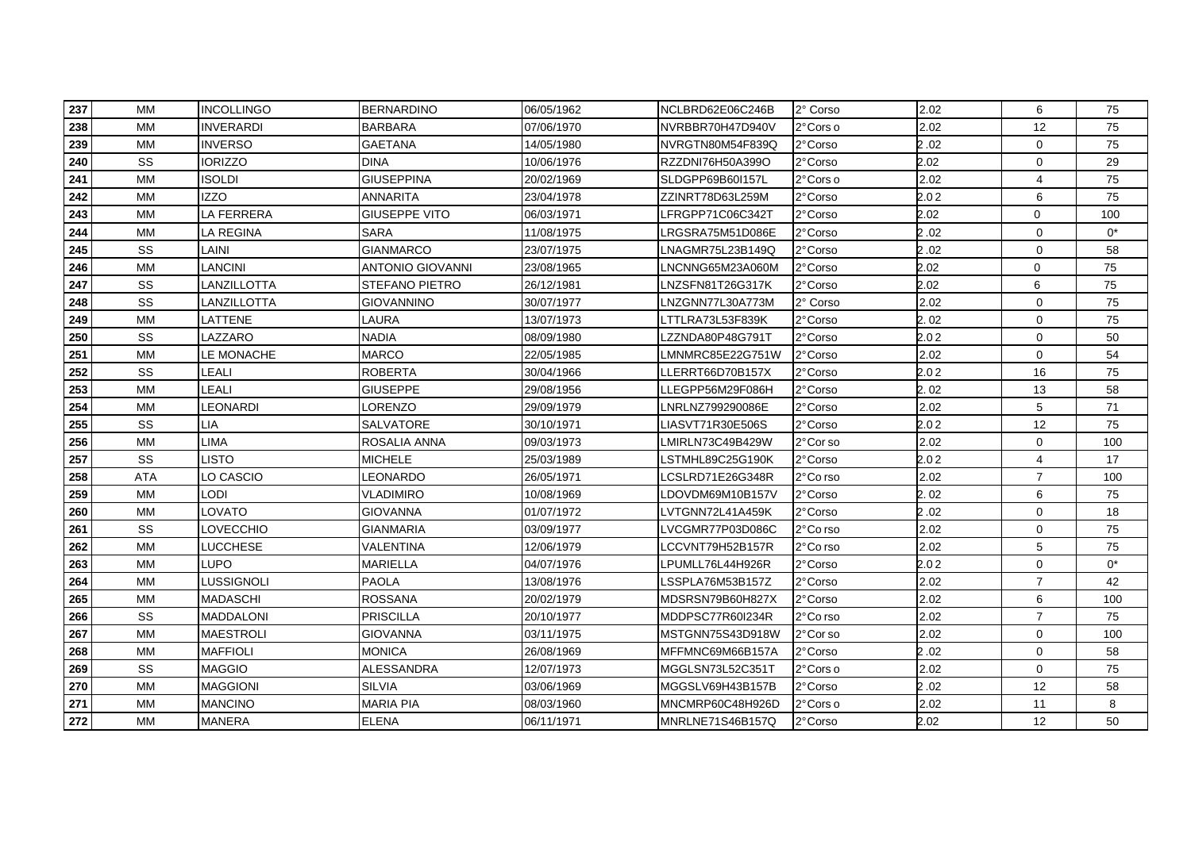| 237 | MM | INCOLLINGO | BERNARDINO | 06/05/1962 | NCLBRD62E06C246B | 2° Corso | 2.02 | 6 | 75 |
|---|---|---|---|---|---|---|---|---|---|
| 238 | MM | INVERARDI | BARBARA | 07/06/1970 | NVRBBR70H47D940V | 2°Cors o | 2.02 | 12 | 75 |
| 239 | MM | INVERSO | GAETANA | 14/05/1980 | NVRGTN80M54F839Q | 2°Corso | 2 .02 | 0 | 75 |
| 240 | SS | IORIZZO | DINA | 10/06/1976 | RZZDNI76H50A399O | 2°Corso | 2.02 | 0 | 29 |
| 241 | MM | ISOLDI | GIUSEPPINA | 20/02/1969 | SLDGPP69B60I157L | 2°Cors o | 2.02 | 4 | 75 |
| 242 | MM | IZZO | ANNARITA | 23/04/1978 | ZZINRT78D63L259M | 2°Corso | 2.0 2 | 6 | 75 |
| 243 | MM | LA FERRERA | GIUSEPPE VITO | 06/03/1971 | LFRGPP71C06C342T | 2°Corso | 2.02 | 0 | 100 |
| 244 | MM | LA REGINA | SARA | 11/08/1975 | LRGSRA75M51D086E | 2°Corso | 2 .02 | 0 | 0* |
| 245 | SS | LAINI | GIANMARCO | 23/07/1975 | LNAGMR75L23B149Q | 2°Corso | 2 .02 | 0 | 58 |
| 246 | MM | LANCINI | ANTONIO GIOVANNI | 23/08/1965 | LNCNNG65M23A060M | 2°Corso | 2.02 | 0 | 75 |
| 247 | SS | LANZILLOTTA | STEFANO PIETRO | 26/12/1981 | LNZSFN81T26G317K | 2°Corso | 2.02 | 6 | 75 |
| 248 | SS | LANZILLOTTA | GIOVANNINO | 30/07/1977 | LNZGNN77L30A773M | 2° Corso | 2.02 | 0 | 75 |
| 249 | MM | LATTENE | LAURA | 13/07/1973 | LTTLRA73L53F839K | 2°Corso | 2. 02 | 0 | 75 |
| 250 | SS | LAZZARO | NADIA | 08/09/1980 | LZZNDA80P48G791T | 2°Corso | 2.0 2 | 0 | 50 |
| 251 | MM | LE MONACHE | MARCO | 22/05/1985 | LMNMRC85E22G751W | 2°Corso | 2.02 | 0 | 54 |
| 252 | SS | LEALI | ROBERTA | 30/04/1966 | LLERRT66D70B157X | 2°Corso | 2.0 2 | 16 | 75 |
| 253 | MM | LEALI | GIUSEPPE | 29/08/1956 | LLEGPP56M29F086H | 2°Corso | 2. 02 | 13 | 58 |
| 254 | MM | LEONARDI | LORENZO | 29/09/1979 | LNRLNZ79929O086E | 2°Corso | 2.02 | 5 | 71 |
| 255 | SS | LIA | SALVATORE | 30/10/1971 | LIASVT71R30E506S | 2°Corso | 2.0 2 | 12 | 75 |
| 256 | MM | LIMA | ROSALIA ANNA | 09/03/1973 | LMIRLN73C49B429W | 2°Cor so | 2.02 | 0 | 100 |
| 257 | SS | LISTO | MICHELE | 25/03/1989 | LSTMHL89C25G190K | 2°Corso | 2.0 2 | 4 | 17 |
| 258 | ATA | LO CASCIO | LEONARDO | 26/05/1971 | LCSLRD71E26G348R | 2°Co rso | 2.02 | 7 | 100 |
| 259 | MM | LODI | VLADIMIRO | 10/08/1969 | LDOVDM69M10B157V | 2°Corso | 2. 02 | 6 | 75 |
| 260 | MM | LOVATO | GIOVANNA | 01/07/1972 | LVTGNN72L41A459K | 2°Corso | 2 .02 | 0 | 18 |
| 261 | SS | LOVECCHIO | GIANMARIA | 03/09/1977 | LVCGMR77P03D086C | 2°Co rso | 2.02 | 0 | 75 |
| 262 | MM | LUCCHESE | VALENTINA | 12/06/1979 | LCCVNT79H52B157R | 2°Co rso | 2.02 | 5 | 75 |
| 263 | MM | LUPO | MARIELLA | 04/07/1976 | LPUMLL76L44H926R | 2°Corso | 2.0 2 | 0 | 0* |
| 264 | MM | LUSSIGNOLI | PAOLA | 13/08/1976 | LSSPLA76M53B157Z | 2°Corso | 2.02 | 7 | 42 |
| 265 | MM | MADASCHI | ROSSANA | 20/02/1979 | MDSRSN79B60H827X | 2°Corso | 2.02 | 6 | 100 |
| 266 | SS | MADDALONI | PRISCILLA | 20/10/1977 | MDDPSC77R60I234R | 2°Co rso | 2.02 | 7 | 75 |
| 267 | MM | MAESTROLI | GIOVANNA | 03/11/1975 | MSTGNN75S43D918W | 2°Cor so | 2.02 | 0 | 100 |
| 268 | MM | MAFFIOLI | MONICA | 26/08/1969 | MFFMNC69M66B157A | 2°Corso | 2 .02 | 0 | 58 |
| 269 | SS | MAGGIO | ALESSANDRA | 12/07/1973 | MGGLSN73L52C351T | 2°Cors o | 2.02 | 0 | 75 |
| 270 | MM | MAGGIONI | SILVIA | 03/06/1969 | MGGSLV69H43B157B | 2°Corso | 2 .02 | 12 | 58 |
| 271 | MM | MANCINO | MARIA PIA | 08/03/1960 | MNCMRP60C48H926D | 2°Cors o | 2.02 | 11 | 8 |
| 272 | MM | MANERA | ELENA | 06/11/1971 | MNRLNE71S46B157Q | 2°Corso | 2.02 | 12 | 50 |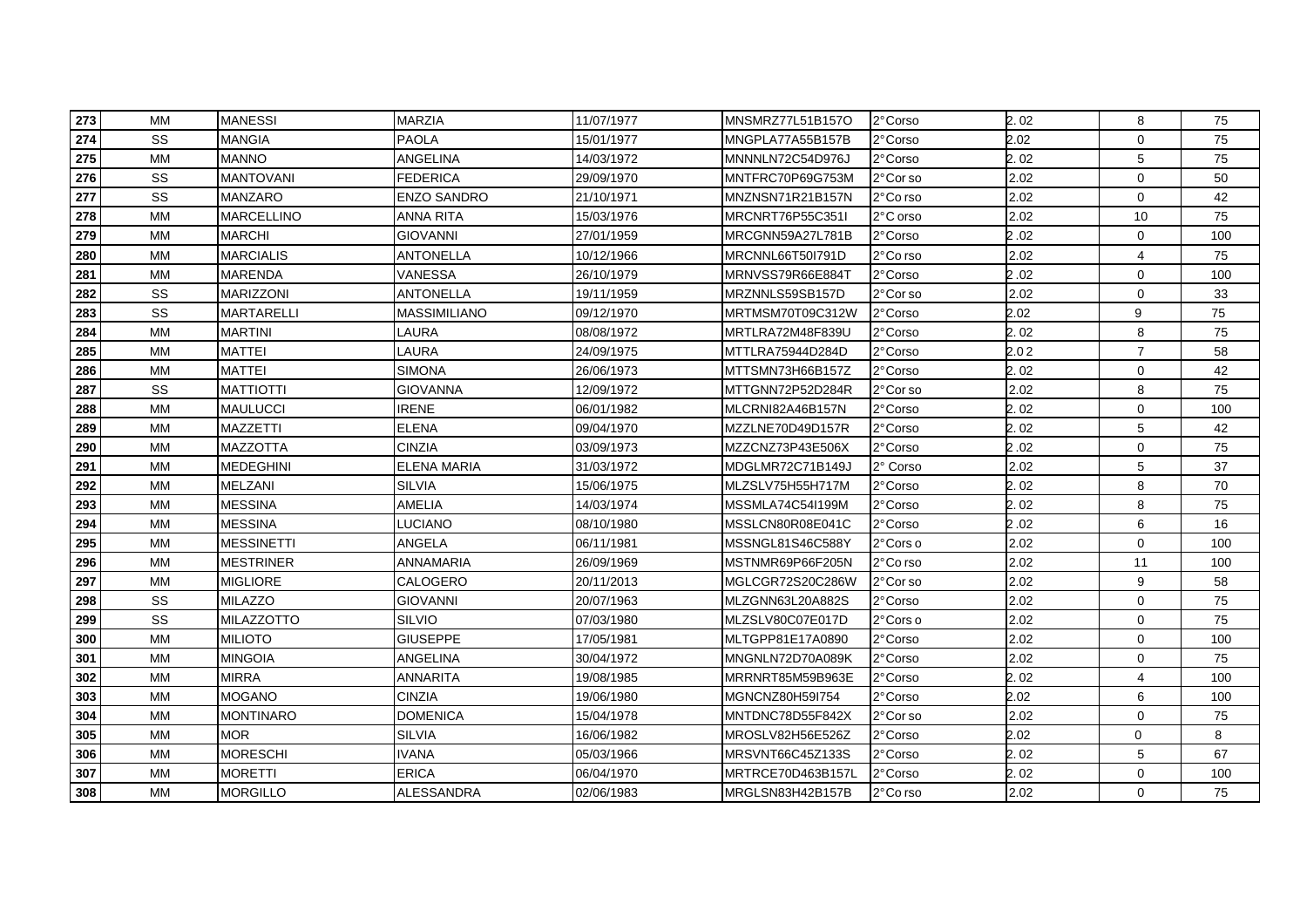| 273 | MM | MANESSI | MARZIA | 11/07/1977 | MNSMRZ77L51B157O | 2°Corso | 2. 02 | 8 | 75 |
|---|---|---|---|---|---|---|---|---|---|
| 274 | SS | MANGIA | PAOLA | 15/01/1977 | MNGPLA77A55B157B | 2°Corso | 2.02 | 0 | 75 |
| 275 | MM | MANNO | ANGELINA | 14/03/1972 | MNNNLN72C54D976J | 2°Corso | 2. 02 | 5 | 75 |
| 276 | SS | MANTOVANI | FEDERICA | 29/09/1970 | MNTFRC70P69G753M | 2°Cor so | 2.02 | 0 | 50 |
| 277 | SS | MANZARO | ENZO SANDRO | 21/10/1971 | MNZNSN71R21B157N | 2°Co rso | 2.02 | 0 | 42 |
| 278 | MM | MARCELLINO | ANNA RITA | 15/03/1976 | MRCNRT76P55C351I | 2°C orso | 2.02 | 10 | 75 |
| 279 | MM | MARCHI | GIOVANNI | 27/01/1959 | MRCGNN59A27L781B | 2°Corso | 2 .02 | 0 | 100 |
| 280 | MM | MARCIALIS | ANTONELLA | 10/12/1966 | MRCNNL66T50I791D | 2°Co rso | 2.02 | 4 | 75 |
| 281 | MM | MARENDA | VANESSA | 26/10/1979 | MRNVSS79R66E884T | 2°Corso | 2 .02 | 0 | 100 |
| 282 | SS | MARIZZONI | ANTONELLA | 19/11/1959 | MRZNNLS59SB157D | 2°Cor so | 2.02 | 0 | 33 |
| 283 | SS | MARTARELLI | MASSIMILIANO | 09/12/1970 | MRTMSM70T09C312W | 2°Corso | 2.02 | 9 | 75 |
| 284 | MM | MARTINI | LAURA | 08/08/1972 | MRTLRA72M48F839U | 2°Corso | 2. 02 | 8 | 75 |
| 285 | MM | MATTEI | LAURA | 24/09/1975 | MTTLRA75944D284D | 2°Corso | 2.0 2 | 7 | 58 |
| 286 | MM | MATTEI | SIMONA | 26/06/1973 | MTTSMN73H66B157Z | 2°Corso | 2. 02 | 0 | 42 |
| 287 | SS | MATTIOTTI | GIOVANNA | 12/09/1972 | MTTGNN72P52D284R | 2°Cor so | 2.02 | 8 | 75 |
| 288 | MM | MAULUCCI | IRENE | 06/01/1982 | MLCRNI82A46B157N | 2°Corso | 2. 02 | 0 | 100 |
| 289 | MM | MAZZETTI | ELENA | 09/04/1970 | MZZLNE70D49D157R | 2°Corso | 2. 02 | 5 | 42 |
| 290 | MM | MAZZOTTA | CINZIA | 03/09/1973 | MZZCNZ73P43E506X | 2°Corso | 2 .02 | 0 | 75 |
| 291 | MM | MEDEGHINI | ELENA MARIA | 31/03/1972 | MDGLMR72C71B149J | 2° Corso | 2.02 | 5 | 37 |
| 292 | MM | MELZANI | SILVIA | 15/06/1975 | MLZSLV75H55H717M | 2°Corso | 2. 02 | 8 | 70 |
| 293 | MM | MESSINA | AMELIA | 14/03/1974 | MSSMLA74C54I199M | 2°Corso | 2. 02 | 8 | 75 |
| 294 | MM | MESSINA | LUCIANO | 08/10/1980 | MSSLCN80R08E041C | 2°Corso | 2 .02 | 6 | 16 |
| 295 | MM | MESSINETTI | ANGELA | 06/11/1981 | MSSNGL81S46C588Y | 2°Cors o | 2.02 | 0 | 100 |
| 296 | MM | MESTRINER | ANNAMARIA | 26/09/1969 | MSTNMR69P66F205N | 2°Co rso | 2.02 | 11 | 100 |
| 297 | MM | MIGLIORE | CALOGERO | 20/11/2013 | MGLCGR72S20C286W | 2°Cor so | 2.02 | 9 | 58 |
| 298 | SS | MILAZZO | GIOVANNI | 20/07/1963 | MLZGNN63L20A882S | 2°Corso | 2.02 | 0 | 75 |
| 299 | SS | MILAZZOTTO | SILVIO | 07/03/1980 | MLZSLV80C07E017D | 2°Cors o | 2.02 | 0 | 75 |
| 300 | MM | MILIOTO | GIUSEPPE | 17/05/1981 | MLTGPP81E17A0890 | 2°Corso | 2.02 | 0 | 100 |
| 301 | MM | MINGOIA | ANGELINA | 30/04/1972 | MNGNLN72D70A089K | 2°Corso | 2.02 | 0 | 75 |
| 302 | MM | MIRRA | ANNARITA | 19/08/1985 | MRRNRT85M59B963E | 2°Corso | 2. 02 | 4 | 100 |
| 303 | MM | MOGANO | CINZIA | 19/06/1980 | MGNCNZ80H59I754 | 2°Corso | 2.02 | 6 | 100 |
| 304 | MM | MONTINARO | DOMENICA | 15/04/1978 | MNTDNC78D55F842X | 2°Cor so | 2.02 | 0 | 75 |
| 305 | MM | MOR | SILVIA | 16/06/1982 | MROSLV82H56E526Z | 2°Corso | 2.02 | 0 | 8 |
| 306 | MM | MORESCHI | IVANA | 05/03/1966 | MRSVNT66C45Z133S | 2°Corso | 2. 02 | 5 | 67 |
| 307 | MM | MORETTI | ERICA | 06/04/1970 | MRTRCE70D463B157L | 2°Corso | 2. 02 | 0 | 100 |
| 308 | MM | MORGILLO | ALESSANDRA | 02/06/1983 | MRGLSN83H42B157B | 2°Co rso | 2.02 | 0 | 75 |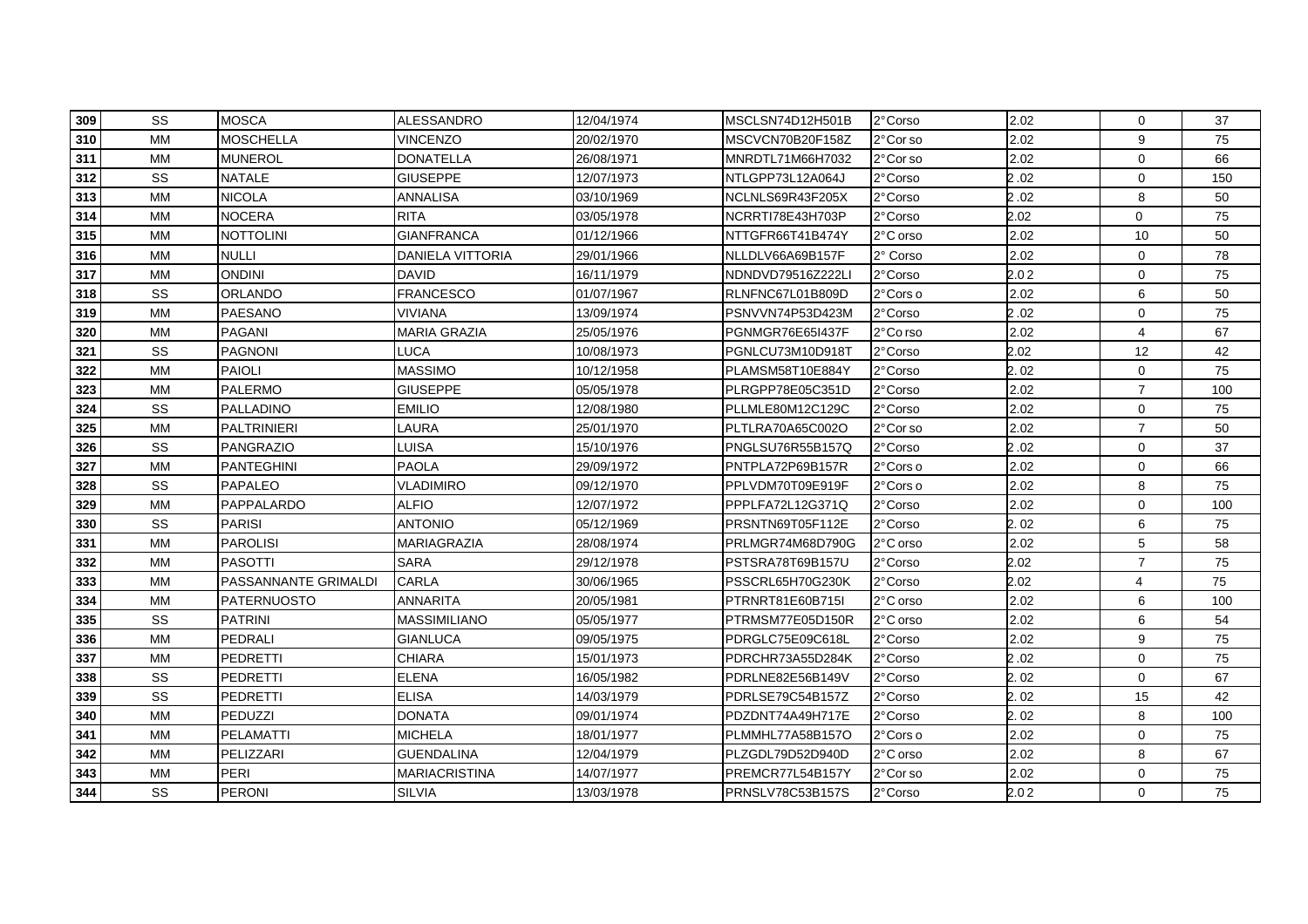| 309 | SS | MOSCA | ALESSANDRO | 12/04/1974 | MSCLSN74D12H501B | 2°Corso | 2.02 | 0 | 37 |
|---|---|---|---|---|---|---|---|---|---|
| 310 | MM | MOSCHELLA | VINCENZO | 20/02/1970 | MSCVCN70B20F158Z | 2°Cor so | 2.02 | 9 | 75 |
| 311 | MM | MUNEROL | DONATELLA | 26/08/1971 | MNRDTL71M66H7032 | 2°Cor so | 2.02 | 0 | 66 |
| 312 | SS | NATALE | GIUSEPPE | 12/07/1973 | NTLGPP73L12A064J | 2°Corso | 2 .02 | 0 | 150 |
| 313 | MM | NICOLA | ANNALISA | 03/10/1969 | NCLNLS69R43F205X | 2°Corso | 2 .02 | 8 | 50 |
| 314 | MM | NOCERA | RITA | 03/05/1978 | NCRRTI78E43H703P | 2°Corso | 2.02 | 0 | 75 |
| 315 | MM | NOTTOLINI | GIANFRANCA | 01/12/1966 | NTTGFR66T41B474Y | 2°C orso | 2.02 | 10 | 50 |
| 316 | MM | NULLI | DANIELA VITTORIA | 29/01/1966 | NLLDLV66A69B157F | 2° Corso | 2.02 | 0 | 78 |
| 317 | MM | ONDINI | DAVID | 16/11/1979 | NDNDVD79516Z222LI | 2°Corso | 2.0 2 | 0 | 75 |
| 318 | SS | ORLANDO | FRANCESCO | 01/07/1967 | RLNFNC67L01B809D | 2°Cors o | 2.02 | 6 | 50 |
| 319 | MM | PAESANO | VIVIANA | 13/09/1974 | PSNVVN74P53D423M | 2°Corso | 2 .02 | 0 | 75 |
| 320 | MM | PAGANI | MARIA GRAZIA | 25/05/1976 | PGNMGR76E65I437F | 2°Co rso | 2.02 | 4 | 67 |
| 321 | SS | PAGNONI | LUCA | 10/08/1973 | PGNLCU73M10D918T | 2°Corso | 2.02 | 12 | 42 |
| 322 | MM | PAIOLI | MASSIMO | 10/12/1958 | PLAMSM58T10E884Y | 2°Corso | 2. 02 | 0 | 75 |
| 323 | MM | PALERMO | GIUSEPPE | 05/05/1978 | PLRGPP78E05C351D | 2°Corso | 2.02 | 7 | 100 |
| 324 | SS | PALLADINO | EMILIO | 12/08/1980 | PLLMLE80M12C129C | 2°Corso | 2.02 | 0 | 75 |
| 325 | MM | PALTRINIERI | LAURA | 25/01/1970 | PLTLRA70A65C002O | 2°Cor so | 2.02 | 7 | 50 |
| 326 | SS | PANGRAZIO | LUISA | 15/10/1976 | PNGLSU76R55B157Q | 2°Corso | 2 .02 | 0 | 37 |
| 327 | MM | PANTEGHINI | PAOLA | 29/09/1972 | PNTPLA72P69B157R | 2°Cors o | 2.02 | 0 | 66 |
| 328 | SS | PAPALEO | VLADIMIRO | 09/12/1970 | PPLVDM70T09E919F | 2°Cors o | 2.02 | 8 | 75 |
| 329 | MM | PAPPALARDO | ALFIO | 12/07/1972 | PPPLFA72L12G371Q | 2°Corso | 2.02 | 0 | 100 |
| 330 | SS | PARISI | ANTONIO | 05/12/1969 | PRSNTN69T05F112E | 2°Corso | 2. 02 | 6 | 75 |
| 331 | MM | PAROLISI | MARIAGRAZIA | 28/08/1974 | PRLMGR74M68D790G | 2°C orso | 2.02 | 5 | 58 |
| 332 | MM | PASOTTI | SARA | 29/12/1978 | PSTSRA78T69B157U | 2°Corso | 2.02 | 7 | 75 |
| 333 | MM | PASSANNANTE GRIMALDI | CARLA | 30/06/1965 | PSSCRL65H70G230K | 2°Corso | 2.02 | 4 | 75 |
| 334 | MM | PATERNUOSTO | ANNARITA | 20/05/1981 | PTRNRT81E60B715I | 2°C orso | 2.02 | 6 | 100 |
| 335 | SS | PATRINI | MASSIMILIANO | 05/05/1977 | PTRMSM77E05D150R | 2°C orso | 2.02 | 6 | 54 |
| 336 | MM | PEDRALI | GIANLUCA | 09/05/1975 | PDRGLC75E09C618L | 2°Corso | 2.02 | 9 | 75 |
| 337 | MM | PEDRETTI | CHIARA | 15/01/1973 | PDRCHR73A55D284K | 2°Corso | 2 .02 | 0 | 75 |
| 338 | SS | PEDRETTI | ELENA | 16/05/1982 | PDRLNE82E56B149V | 2°Corso | 2. 02 | 0 | 67 |
| 339 | SS | PEDRETTI | ELISA | 14/03/1979 | PDRLSE79C54B157Z | 2°Corso | 2. 02 | 15 | 42 |
| 340 | MM | PEDUZZI | DONATA | 09/01/1974 | PDZDNT74A49H717E | 2°Corso | 2. 02 | 8 | 100 |
| 341 | MM | PELAMATTI | MICHELA | 18/01/1977 | PLMMHL77A58B157O | 2°Cors o | 2.02 | 0 | 75 |
| 342 | MM | PELIZZARI | GUENDALINA | 12/04/1979 | PLZGDL79D52D940D | 2°C orso | 2.02 | 8 | 67 |
| 343 | MM | PERI | MARIACRISTINA | 14/07/1977 | PREMCR77L54B157Y | 2°Cor so | 2.02 | 0 | 75 |
| 344 | SS | PERONI | SILVIA | 13/03/1978 | PRNSLV78C53B157S | 2°Corso | 2.0 2 | 0 | 75 |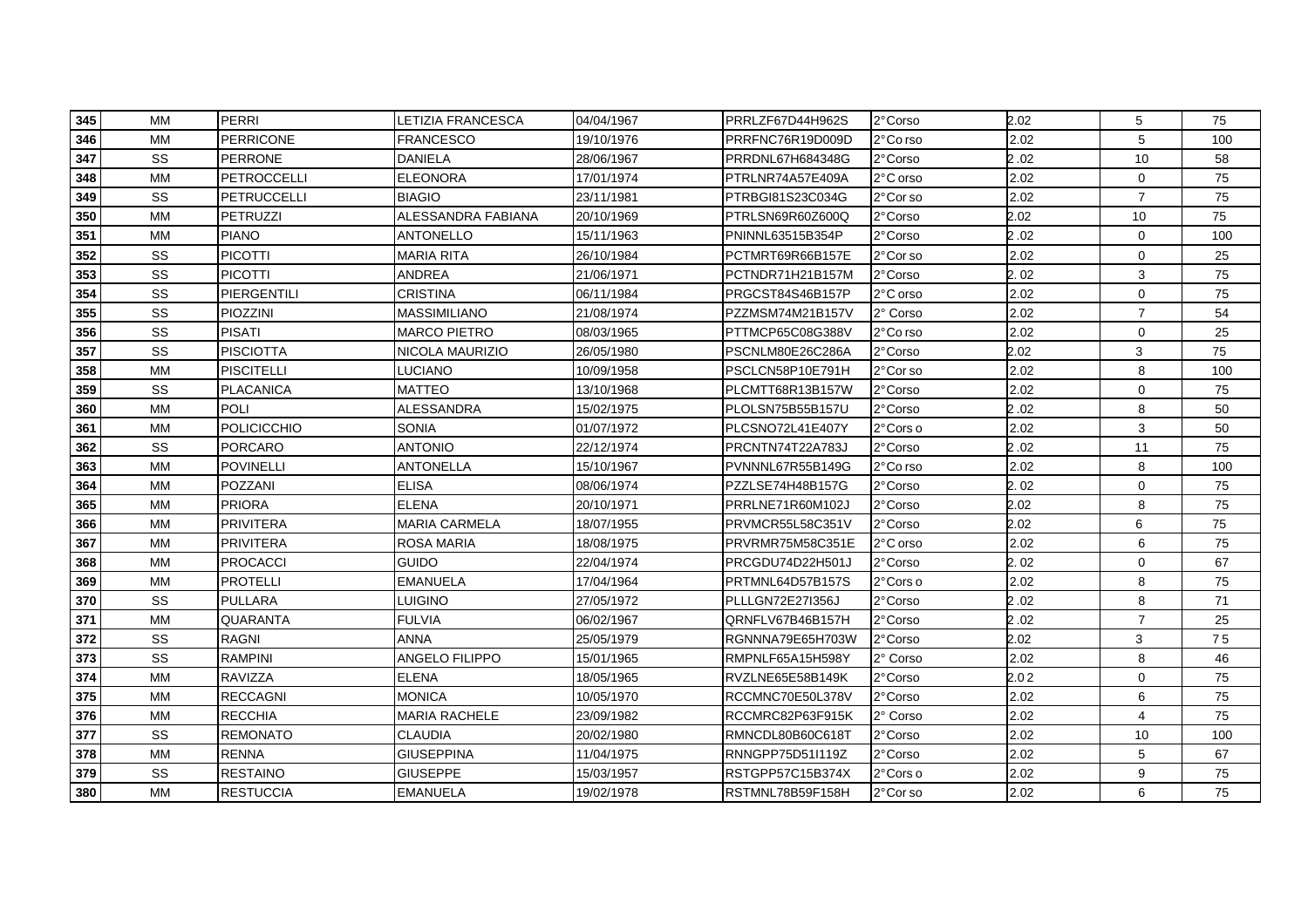| 345 | MM | PERRI | LETIZIA FRANCESCA | 04/04/1967 | PRRLZF67D44H962S | 2°Corso | 2.02 | 5 | 75 |
|---|---|---|---|---|---|---|---|---|---|
| 346 | MM | PERRICONE | FRANCESCO | 19/10/1976 | PRRFNC76R19D009D | 2°Co rso | 2.02 | 5 | 100 |
| 347 | SS | PERRONE | DANIELA | 28/06/1967 | PRRDNL67H684348G | 2°Corso | 2 .02 | 10 | 58 |
| 348 | MM | PETROCCELLI | ELEONORA | 17/01/1974 | PTRLNR74A57E409A | 2°C orso | 2.02 | 0 | 75 |
| 349 | SS | PETRUCCELLI | BIAGIO | 23/11/1981 | PTRBGI81S23C034G | 2°Cor so | 2.02 | 7 | 75 |
| 350 | MM | PETRUZZI | ALESSANDRA FABIANA | 20/10/1969 | PTRLSN69R60Z600Q | 2°Corso | 2.02 | 10 | 75 |
| 351 | MM | PIANO | ANTONELLO | 15/11/1963 | PNINNL63515B354P | 2°Corso | 2 .02 | 0 | 100 |
| 352 | SS | PICOTTI | MARIA RITA | 26/10/1984 | PCTMRT69R66B157E | 2°Cor so | 2.02 | 0 | 25 |
| 353 | SS | PICOTTI | ANDREA | 21/06/1971 | PCTNDR71H21B157M | 2°Corso | 2. 02 | 3 | 75 |
| 354 | SS | PIERGENTILI | CRISTINA | 06/11/1984 | PRGCST84S46B157P | 2°C orso | 2.02 | 0 | 75 |
| 355 | SS | PIOZZINI | MASSIMILIANO | 21/08/1974 | PZZMSM74M21B157V | 2° Corso | 2.02 | 7 | 54 |
| 356 | SS | PISATI | MARCO PIETRO | 08/03/1965 | PTTMCP65C08G388V | 2°Co rso | 2.02 | 0 | 25 |
| 357 | SS | PISCIOTTA | NICOLA MAURIZIO | 26/05/1980 | PSCNLM80E26C286A | 2°Corso | 2.02 | 3 | 75 |
| 358 | MM | PISCITELLI | LUCIANO | 10/09/1958 | PSCLCN58P10E791H | 2°Cor so | 2.02 | 8 | 100 |
| 359 | SS | PLACANICA | MATTEO | 13/10/1968 | PLCMTT68R13B157W | 2°Corso | 2.02 | 0 | 75 |
| 360 | MM | POLI | ALESSANDRA | 15/02/1975 | PLOLSN75B55B157U | 2°Corso | 2 .02 | 8 | 50 |
| 361 | MM | POLICICCHIO | SONIA | 01/07/1972 | PLCSNO72L41E407Y | 2°Cors o | 2.02 | 3 | 50 |
| 362 | SS | PORCARO | ANTONIO | 22/12/1974 | PRCNTN74T22A783J | 2°Corso | 2 .02 | 11 | 75 |
| 363 | MM | POVINELLI | ANTONELLA | 15/10/1967 | PVNNNL67R55B149G | 2°Co rso | 2.02 | 8 | 100 |
| 364 | MM | POZZANI | ELISA | 08/06/1974 | PZZLSE74H48B157G | 2°Corso | 2. 02 | 0 | 75 |
| 365 | MM | PRIORA | ELENA | 20/10/1971 | PRRLNE71R60M102J | 2°Corso | 2.02 | 8 | 75 |
| 366 | MM | PRIVITERA | MARIA CARMELA | 18/07/1955 | PRVMCR55L58C351V | 2°Corso | 2.02 | 6 | 75 |
| 367 | MM | PRIVITERA | ROSA MARIA | 18/08/1975 | PRVRMR75M58C351E | 2°C orso | 2.02 | 6 | 75 |
| 368 | MM | PROCACCI | GUIDO | 22/04/1974 | PRCGDU74D22H501J | 2°Corso | 2. 02 | 0 | 67 |
| 369 | MM | PROTELLI | EMANUELA | 17/04/1964 | PRTMNL64D57B157S | 2°Cors o | 2.02 | 8 | 75 |
| 370 | SS | PULLARA | LUIGINO | 27/05/1972 | PLLLGN72E27I356J | 2°Corso | 2 .02 | 8 | 71 |
| 371 | MM | QUARANTA | FULVIA | 06/02/1967 | QRNFLV67B46B157H | 2°Corso | 2 .02 | 7 | 25 |
| 372 | SS | RAGNI | ANNA | 25/05/1979 | RGNNNA79E65H703W | 2°Corso | 2.02 | 3 | 7 5 |
| 373 | SS | RAMPINI | ANGELO FILIPPO | 15/01/1965 | RMPNLF65A15H598Y | 2° Corso | 2.02 | 8 | 46 |
| 374 | MM | RAVIZZA | ELENA | 18/05/1965 | RVZLNE65E58B149K | 2°Corso | 2.0 2 | 0 | 75 |
| 375 | MM | RECCAGNI | MONICA | 10/05/1970 | RCCMNC70E50L378V | 2°Corso | 2.02 | 6 | 75 |
| 376 | MM | RECCHIA | MARIA RACHELE | 23/09/1982 | RCCMRC82P63F915K | 2° Corso | 2.02 | 4 | 75 |
| 377 | SS | REMONATO | CLAUDIA | 20/02/1980 | RMNCDL80B60C618T | 2°Corso | 2.02 | 10 | 100 |
| 378 | MM | RENNA | GIUSEPPINA | 11/04/1975 | RNNGPP75D51I119Z | 2°Corso | 2.02 | 5 | 67 |
| 379 | SS | RESTAINO | GIUSEPPE | 15/03/1957 | RSTGPP57C15B374X | 2°Cors o | 2.02 | 9 | 75 |
| 380 | MM | RESTUCCIA | EMANUELA | 19/02/1978 | RSTMNL78B59F158H | 2°Cor so | 2.02 | 6 | 75 |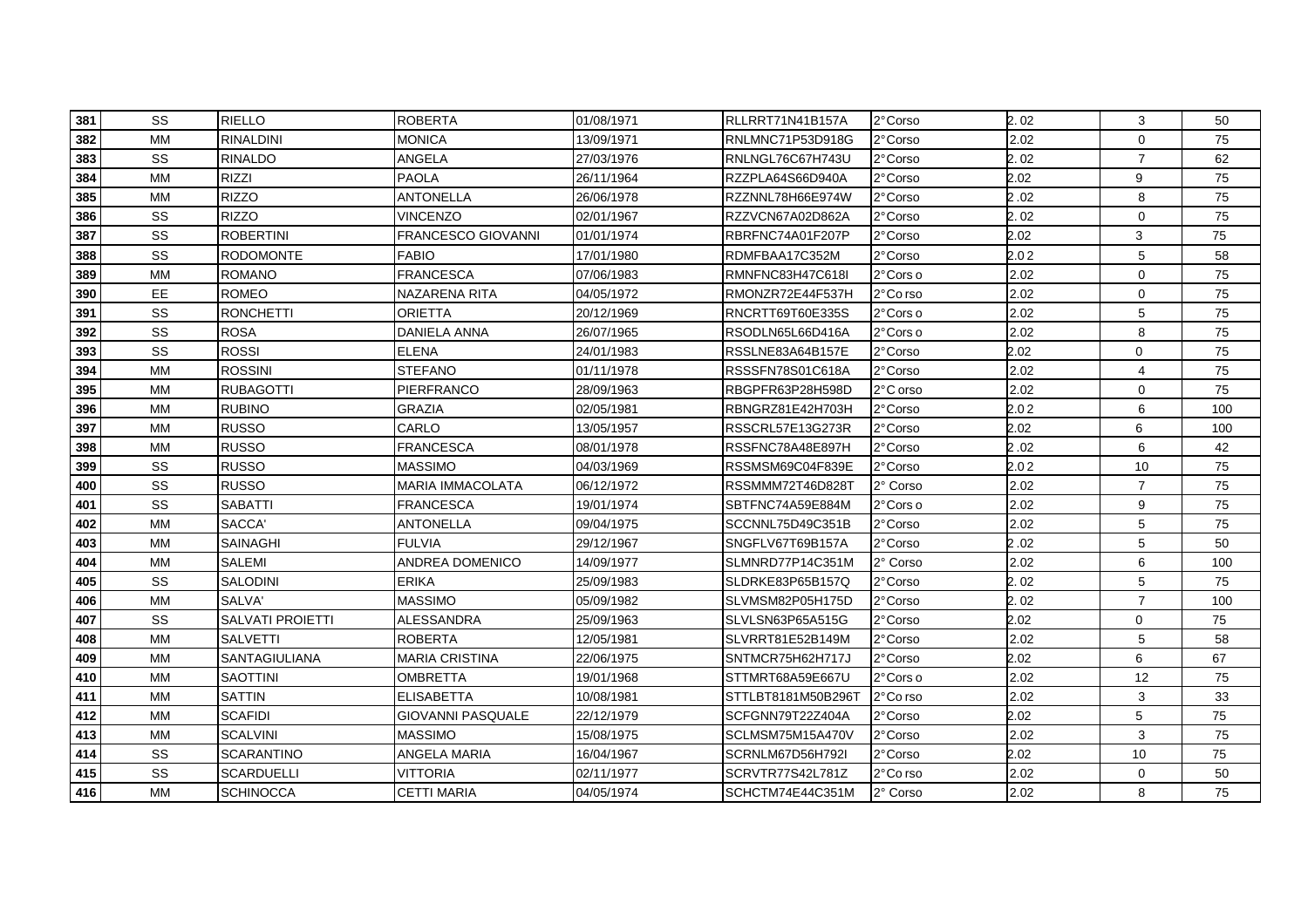| 381 | SS | RIELLO | ROBERTA | 01/08/1971 | RLLRRT71N41B157A | 2°Corso | 2. 02 | 3 | 50 |
|---|---|---|---|---|---|---|---|---|---|
| 382 | MM | RINALDINI | MONICA | 13/09/1971 | RNLMNC71P53D918G | 2°Corso | 2.02 | 0 | 75 |
| 383 | SS | RINALDO | ANGELA | 27/03/1976 | RNLNGL76C67H743U | 2°Corso | 2. 02 | 7 | 62 |
| 384 | MM | RIZZI | PAOLA | 26/11/1964 | RZZPLA64S66D940A | 2°Corso | 2.02 | 9 | 75 |
| 385 | MM | RIZZO | ANTONELLA | 26/06/1978 | RZZNNL78H66E974W | 2°Corso | 2 .02 | 8 | 75 |
| 386 | SS | RIZZO | VINCENZO | 02/01/1967 | RZZVCN67A02D862A | 2°Corso | 2. 02 | 0 | 75 |
| 387 | SS | ROBERTINI | FRANCESCO GIOVANNI | 01/01/1974 | RBRFNC74A01F207P | 2°Corso | 2.02 | 3 | 75 |
| 388 | SS | RODOMONTE | FABIO | 17/01/1980 | RDMFBAA17C352M | 2°Corso | 2.0 2 | 5 | 58 |
| 389 | MM | ROMANO | FRANCESCA | 07/06/1983 | RMNFNC83H47C618I | 2°Cors o | 2.02 | 0 | 75 |
| 390 | EE | ROMEO | NAZARENA RITA | 04/05/1972 | RMONZR72E44F537H | 2°Co rso | 2.02 | 0 | 75 |
| 391 | SS | RONCHETTI | ORIETTA | 20/12/1969 | RNCRTT69T60E335S | 2°Cors o | 2.02 | 5 | 75 |
| 392 | SS | ROSA | DANIELA ANNA | 26/07/1965 | RSODLN65L66D416A | 2°Cors o | 2.02 | 8 | 75 |
| 393 | SS | ROSSI | ELENA | 24/01/1983 | RSSLNE83A64B157E | 2°Corso | 2.02 | 0 | 75 |
| 394 | MM | ROSSINI | STEFANO | 01/11/1978 | RSSSFN78S01C618A | 2°Corso | 2.02 | 4 | 75 |
| 395 | MM | RUBAGOTTI | PIERFRANCO | 28/09/1963 | RBGPFR63P28H598D | 2°C orso | 2.02 | 0 | 75 |
| 396 | MM | RUBINO | GRAZIA | 02/05/1981 | RBNGRZ81E42H703H | 2°Corso | 2.0 2 | 6 | 100 |
| 397 | MM | RUSSO | CARLO | 13/05/1957 | RSSCRL57E13G273R | 2°Corso | 2.02 | 6 | 100 |
| 398 | MM | RUSSO | FRANCESCA | 08/01/1978 | RSSFNC78A48E897H | 2°Corso | 2 .02 | 6 | 42 |
| 399 | SS | RUSSO | MASSIMO | 04/03/1969 | RSSMSM69C04F839E | 2°Corso | 2.0 2 | 10 | 75 |
| 400 | SS | RUSSO | MARIA IMMACOLATA | 06/12/1972 | RSSMMM72T46D828T | 2° Corso | 2.02 | 7 | 75 |
| 401 | SS | SABATTI | FRANCESCA | 19/01/1974 | SBTFNC74A59E884M | 2°Cors o | 2.02 | 9 | 75 |
| 402 | MM | SACCA' | ANTONELLA | 09/04/1975 | SCCNNL75D49C351B | 2°Corso | 2.02 | 5 | 75 |
| 403 | MM | SAINAGHI | FULVIA | 29/12/1967 | SNGFLV67T69B157A | 2°Corso | 2 .02 | 5 | 50 |
| 404 | MM | SALEMI | ANDREA DOMENICO | 14/09/1977 | SLMNRD77P14C351M | 2° Corso | 2.02 | 6 | 100 |
| 405 | SS | SALODINI | ERIKA | 25/09/1983 | SLDRKE83P65B157Q | 2°Corso | 2. 02 | 5 | 75 |
| 406 | MM | SALVA' | MASSIMO | 05/09/1982 | SLVMSM82P05H175D | 2°Corso | 2. 02 | 7 | 100 |
| 407 | SS | SALVATI PROIETTI | ALESSANDRA | 25/09/1963 | SLVLSN63P65A515G | 2°Corso | 2.02 | 0 | 75 |
| 408 | MM | SALVETTI | ROBERTA | 12/05/1981 | SLVRRT81E52B149M | 2°Corso | 2.02 | 5 | 58 |
| 409 | MM | SANTAGIULIANA | MARIA CRISTINA | 22/06/1975 | SNTMCR75H62H717J | 2°Corso | 2.02 | 6 | 67 |
| 410 | MM | SAOTTINI | OMBRETTA | 19/01/1968 | STTMRT68A59E667U | 2°Cors o | 2.02 | 12 | 75 |
| 411 | MM | SATTIN | ELISABETTA | 10/08/1981 | STTLBT8181M50B296T | 2°Co rso | 2.02 | 3 | 33 |
| 412 | MM | SCAFIDI | GIOVANNI PASQUALE | 22/12/1979 | SCFGNN79T22Z404A | 2°Corso | 2.02 | 5 | 75 |
| 413 | MM | SCALVINI | MASSIMO | 15/08/1975 | SCLMSM75M15A470V | 2°Corso | 2.02 | 3 | 75 |
| 414 | SS | SCARANTINO | ANGELA MARIA | 16/04/1967 | SCRNLM67D56H792I | 2°Corso | 2.02 | 10 | 75 |
| 415 | SS | SCARDUELLI | VITTORIA | 02/11/1977 | SCRVTR77S42L781Z | 2°Co rso | 2.02 | 0 | 50 |
| 416 | MM | SCHINOCCA | CETTI MARIA | 04/05/1974 | SCHCTM74E44C351M | 2° Corso | 2.02 | 8 | 75 |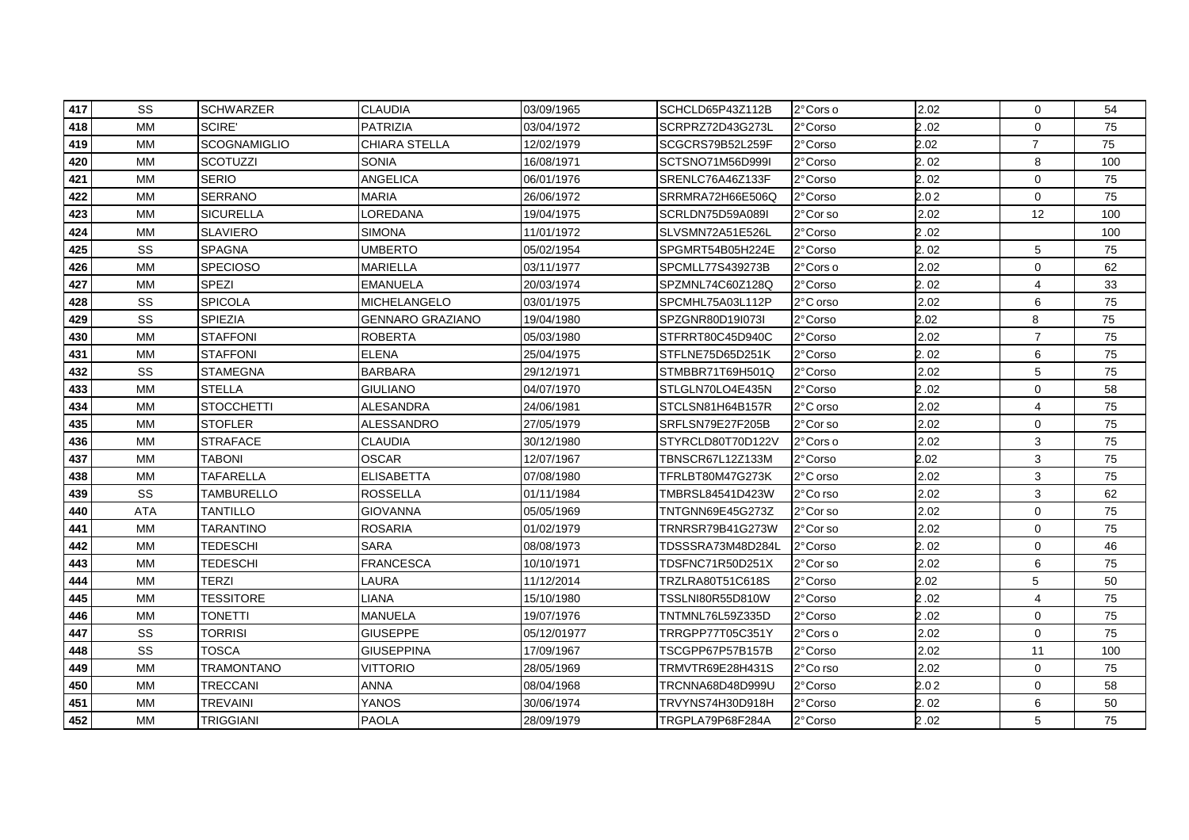| 417 | SS | SCHWARZER | CLAUDIA | 03/09/1965 | SCHCLD65P43Z112B | 2°Cors o | 2.02 | 0 | 54 |
|---|---|---|---|---|---|---|---|---|---|
| 418 | MM | SCIRE' | PATRIZIA | 03/04/1972 | SCRPRZ72D43G273L | 2°Corso | 2 .02 | 0 | 75 |
| 419 | MM | SCOGNAMIGLIO | CHIARA STELLA | 12/02/1979 | SCGCRS79B52L259F | 2°Corso | 2.02 | 7 | 75 |
| 420 | MM | SCOTUZZI | SONIA | 16/08/1971 | SCTSNO71M56D999I | 2°Corso | 2. 02 | 8 | 100 |
| 421 | MM | SERIO | ANGELICA | 06/01/1976 | SRENLC76A46Z133F | 2°Corso | 2. 02 | 0 | 75 |
| 422 | MM | SERRANO | MARIA | 26/06/1972 | SRRMRA72H66E506Q | 2°Corso | 2.0 2 | 0 | 75 |
| 423 | MM | SICURELLA | LOREDANA | 19/04/1975 | SCRLDN75D59A089I | 2°Cor so | 2.02 | 12 | 100 |
| 424 | MM | SLAVIERO | SIMONA | 11/01/1972 | SLVSMN72A51E526L | 2°Corso | 2 .02 | | 100 |
| 425 | SS | SPAGNA | UMBERTO | 05/02/1954 | SPGMRT54B05H224E | 2°Corso | 2. 02 | 5 | 75 |
| 426 | MM | SPECIOSO | MARIELLA | 03/11/1977 | SPCMLL77S439273B | 2°Cors o | 2.02 | 0 | 62 |
| 427 | MM | SPEZI | EMANUELA | 20/03/1974 | SPZMNL74C60Z128Q | 2°Corso | 2. 02 | 4 | 33 |
| 428 | SS | SPICOLA | MICHELANGELO | 03/01/1975 | SPCMHL75A03L112P | 2°C orso | 2.02 | 6 | 75 |
| 429 | SS | SPIEZIA | GENNARO GRAZIANO | 19/04/1980 | SPZGNR80D19I073I | 2°Corso | 2.02 | 8 | 75 |
| 430 | MM | STAFFONI | ROBERTA | 05/03/1980 | STFRRT80C45D940C | 2°Corso | 2.02 | 7 | 75 |
| 431 | MM | STAFFONI | ELENA | 25/04/1975 | STFLNE75D65D251K | 2°Corso | 2. 02 | 6 | 75 |
| 432 | SS | STAMEGNA | BARBARA | 29/12/1971 | STMBBR71T69H501Q | 2°Corso | 2.02 | 5 | 75 |
| 433 | MM | STELLA | GIULIANO | 04/07/1970 | STLGLN70LO4E435N | 2°Corso | 2 .02 | 0 | 58 |
| 434 | MM | STOCCHETTI | ALESANDRA | 24/06/1981 | STCLSN81H64B157R | 2°C orso | 2.02 | 4 | 75 |
| 435 | MM | STOFLER | ALESSANDRO | 27/05/1979 | SRFLSN79E27F205B | 2°Cor so | 2.02 | 0 | 75 |
| 436 | MM | STRAFACE | CLAUDIA | 30/12/1980 | STYRCLD80T70D122V | 2°Cors o | 2.02 | 3 | 75 |
| 437 | MM | TABONI | OSCAR | 12/07/1967 | TBNSCR67L12Z133M | 2°Corso | 2.02 | 3 | 75 |
| 438 | MM | TAFARELLA | ELISABETTA | 07/08/1980 | TFRLBT80M47G273K | 2°C orso | 2.02 | 3 | 75 |
| 439 | SS | TAMBURELLO | ROSSELLA | 01/11/1984 | TMBRSL84541D423W | 2°Co rso | 2.02 | 3 | 62 |
| 440 | ATA | TANTILLO | GIOVANNA | 05/05/1969 | TNTGNN69E45G273Z | 2°Cor so | 2.02 | 0 | 75 |
| 441 | MM | TARANTINO | ROSARIA | 01/02/1979 | TRNRSR79B41G273W | 2°Cor so | 2.02 | 0 | 75 |
| 442 | MM | TEDESCHI | SARA | 08/08/1973 | TDSSSRA73M48D284L | 2°Corso | 2. 02 | 0 | 46 |
| 443 | MM | TEDESCHI | FRANCESCA | 10/10/1971 | TDSFNC71R50D251X | 2°Cor so | 2.02 | 6 | 75 |
| 444 | MM | TERZI | LAURA | 11/12/2014 | TRZLRA80T51C618S | 2°Corso | 2.02 | 5 | 50 |
| 445 | MM | TESSITORE | LIANA | 15/10/1980 | TSSLNI80R55D810W | 2°Corso | 2 .02 | 4 | 75 |
| 446 | MM | TONETTI | MANUELA | 19/07/1976 | TNTMNL76L59Z335D | 2°Corso | 2 .02 | 0 | 75 |
| 447 | SS | TORRISI | GIUSEPPE | 05/12/01977 | TRRGPP77T05C351Y | 2°Cors o | 2.02 | 0 | 75 |
| 448 | SS | TOSCA | GIUSEPPINA | 17/09/1967 | TSCGPP67P57B157B | 2°Corso | 2.02 | 11 | 100 |
| 449 | MM | TRAMONTANO | VITTORIO | 28/05/1969 | TRMVTR69E28H431S | 2°Co rso | 2.02 | 0 | 75 |
| 450 | MM | TRECCANI | ANNA | 08/04/1968 | TRCNNA68D48D999U | 2°Corso | 2.0 2 | 0 | 58 |
| 451 | MM | TREVAINI | YANOS | 30/06/1974 | TRVYNS74H30D918H | 2°Corso | 2. 02 | 6 | 50 |
| 452 | MM | TRIGGIANI | PAOLA | 28/09/1979 | TRGPLA79P68F284A | 2°Corso | 2 .02 | 5 | 75 |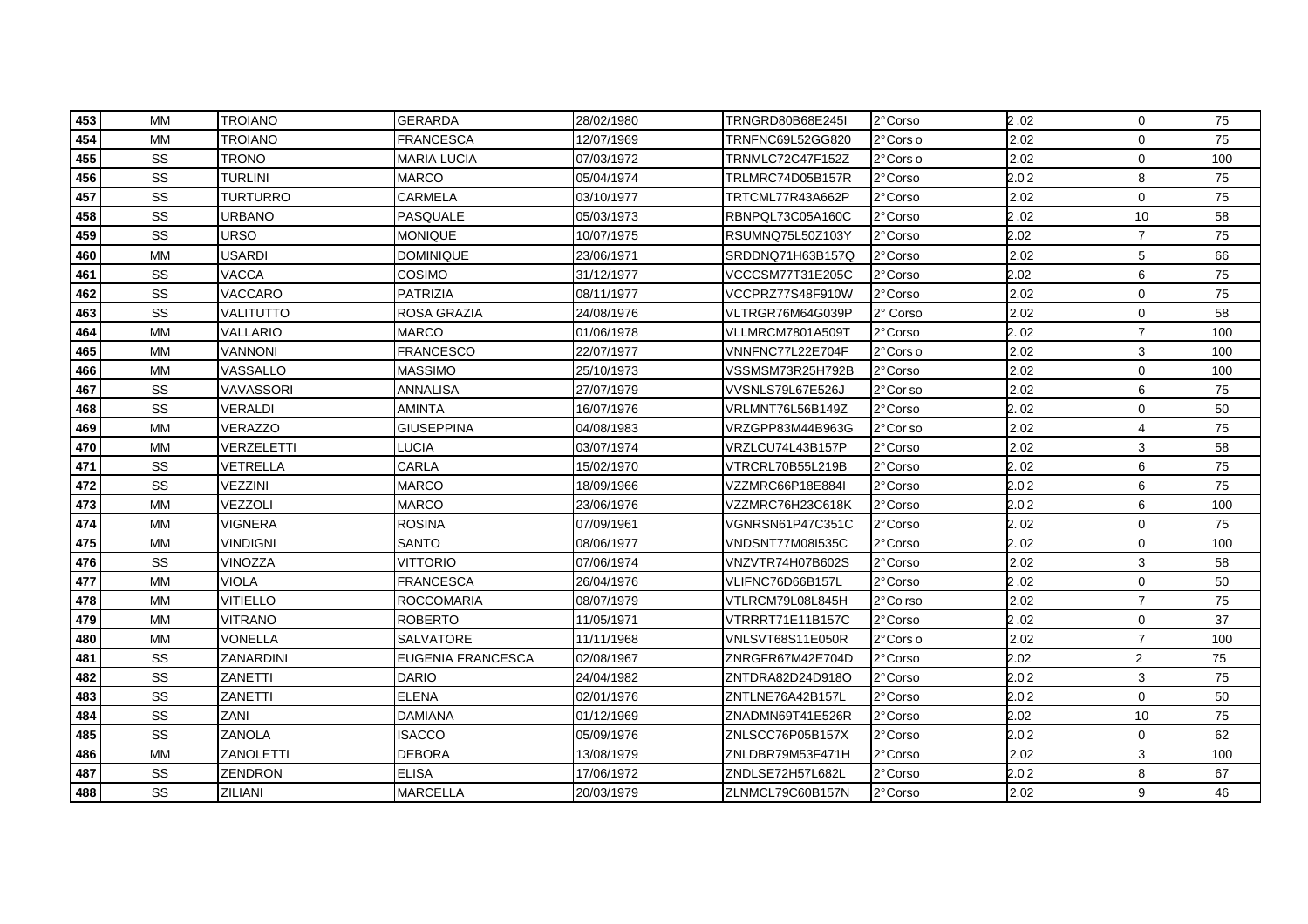| 453 | MM | TROIANO | GERARDA | 28/02/1980 | TRNGRD80B68E245I | 2°Corso | 2.02 | 0 | 75 |
|---|---|---|---|---|---|---|---|---|---|
| 454 | MM | TROIANO | FRANCESCA | 12/07/1969 | TRNFNC69L52GG820 | 2°Cors o | 2.02 | 0 | 75 |
| 455 | SS | TRONO | MARIA LUCIA | 07/03/1972 | TRNMLC72C47F152Z | 2°Cors o | 2.02 | 0 | 100 |
| 456 | SS | TURLINI | MARCO | 05/04/1974 | TRLMRC74D05B157R | 2°Corso | 2.0 2 | 8 | 75 |
| 457 | SS | TURTURRO | CARMELA | 03/10/1977 | TRTCML77R43A662P | 2°Corso | 2.02 | 0 | 75 |
| 458 | SS | URBANO | PASQUALE | 05/03/1973 | RBNPQL73C05A160C | 2°Corso | 2.02 | 10 | 58 |
| 459 | SS | URSO | MONIQUE | 10/07/1975 | RSUMNQ75L50Z103Y | 2°Corso | 2.02 | 7 | 75 |
| 460 | MM | USARDI | DOMINIQUE | 23/06/1971 | SRDDNQ71H63B157Q | 2°Corso | 2.02 | 5 | 66 |
| 461 | SS | VACCA | COSIMO | 31/12/1977 | VCCCSM77T31E205C | 2°Corso | 2.02 | 6 | 75 |
| 462 | SS | VACCARO | PATRIZIA | 08/11/1977 | VCCPRZ77S48F910W | 2°Corso | 2.02 | 0 | 75 |
| 463 | SS | VALITUTTO | ROSA GRAZIA | 24/08/1976 | VLTRGR76M64G039P | 2° Corso | 2.02 | 0 | 58 |
| 464 | MM | VALLARIO | MARCO | 01/06/1978 | VLLMRCM7801A509T | 2°Corso | 2. 02 | 7 | 100 |
| 465 | MM | VANNONI | FRANCESCO | 22/07/1977 | VNNFNC77L22E704F | 2°Cors o | 2.02 | 3 | 100 |
| 466 | MM | VASSALLO | MASSIMO | 25/10/1973 | VSSMSM73R25H792B | 2°Corso | 2.02 | 0 | 100 |
| 467 | SS | VAVASSORI | ANNALISA | 27/07/1979 | VVSNLS79L67E526J | 2°Cor so | 2.02 | 6 | 75 |
| 468 | SS | VERALDI | AMINTA | 16/07/1976 | VRLMNT76L56B149Z | 2°Corso | 2. 02 | 0 | 50 |
| 469 | MM | VERAZZO | GIUSEPPINA | 04/08/1983 | VRZGPP83M44B963G | 2°Cor so | 2.02 | 4 | 75 |
| 470 | MM | VERZELETTI | LUCIA | 03/07/1974 | VRZLCU74L43B157P | 2°Corso | 2.02 | 3 | 58 |
| 471 | SS | VETRELLA | CARLA | 15/02/1970 | VTRCRL70B55L219B | 2°Corso | 2. 02 | 6 | 75 |
| 472 | SS | VEZZINI | MARCO | 18/09/1966 | VZZMRC66P18E884I | 2°Corso | 2.0 2 | 6 | 75 |
| 473 | MM | VEZZOLI | MARCO | 23/06/1976 | VZZMRC76H23C618K | 2°Corso | 2.0 2 | 6 | 100 |
| 474 | MM | VIGNERA | ROSINA | 07/09/1961 | VGNRSN61P47C351C | 2°Corso | 2. 02 | 0 | 75 |
| 475 | MM | VINDIGNI | SANTO | 08/06/1977 | VNDSNT77M08I535C | 2°Corso | 2. 02 | 0 | 100 |
| 476 | SS | VINOZZA | VITTORIO | 07/06/1974 | VNZVTR74H07B602S | 2°Corso | 2.02 | 3 | 58 |
| 477 | MM | VIOLA | FRANCESCA | 26/04/1976 | VLIFNC76D66B157L | 2°Corso | 2.02 | 0 | 50 |
| 478 | MM | VITIELLO | ROCCOMARIA | 08/07/1979 | VTLRCM79L08L845H | 2°Co rso | 2.02 | 7 | 75 |
| 479 | MM | VITRANO | ROBERTO | 11/05/1971 | VTRRRT71E11B157C | 2°Corso | 2.02 | 0 | 37 |
| 480 | MM | VONELLA | SALVATORE | 11/11/1968 | VNLSVT68S11E050R | 2°Cors o | 2.02 | 7 | 100 |
| 481 | SS | ZANARDINI | EUGENIA FRANCESCA | 02/08/1967 | ZNRGFR67M42E704D | 2°Corso | 2.02 | 2 | 75 |
| 482 | SS | ZANETTI | DARIO | 24/04/1982 | ZNTDRA82D24D918O | 2°Corso | 2.0 2 | 3 | 75 |
| 483 | SS | ZANETTI | ELENA | 02/01/1976 | ZNTLNE76A42B157L | 2°Corso | 2.0 2 | 0 | 50 |
| 484 | SS | ZANI | DAMIANA | 01/12/1969 | ZNADMN69T41E526R | 2°Corso | 2.02 | 10 | 75 |
| 485 | SS | ZANOLA | ISACCO | 05/09/1976 | ZNLSCC76P05B157X | 2°Corso | 2.0 2 | 0 | 62 |
| 486 | MM | ZANOLETTI | DEBORA | 13/08/1979 | ZNLDBR79M53F471H | 2°Corso | 2.02 | 3 | 100 |
| 487 | SS | ZENDRON | ELISA | 17/06/1972 | ZNDLSE72H57L682L | 2°Corso | 2.0 2 | 8 | 67 |
| 488 | SS | ZILIANI | MARCELLA | 20/03/1979 | ZLNMCL79C60B157N | 2°Corso | 2.02 | 9 | 46 |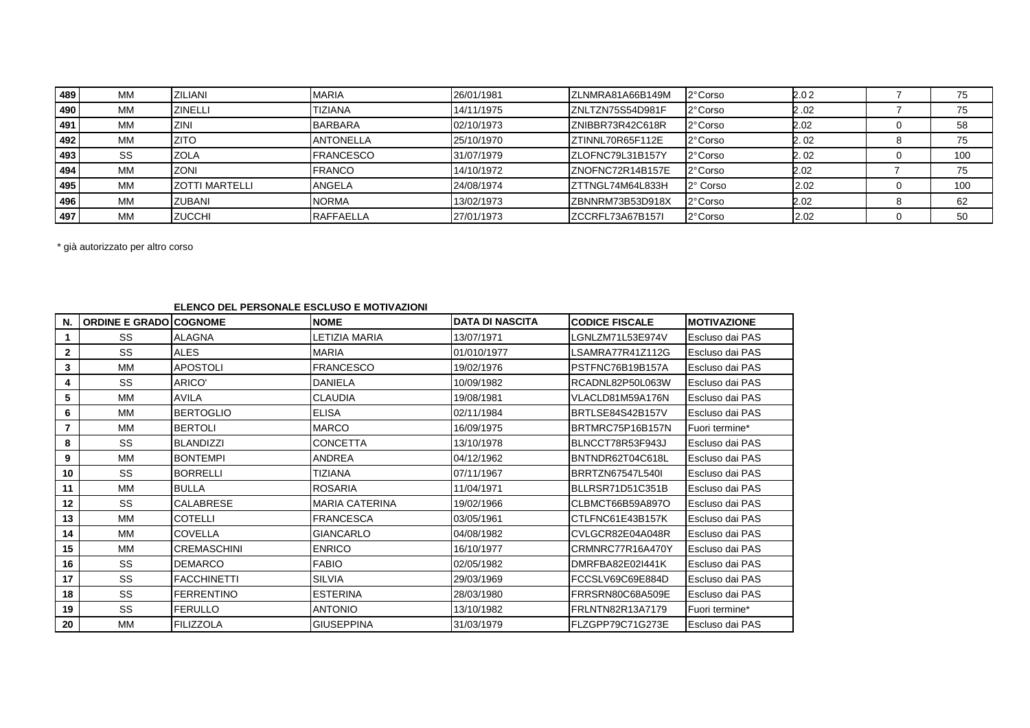| | | | | | | | | | |
|---|---|---|---|---|---|---|---|---|---|
| 489 | MM | ZILIANI | MARIA | 26/01/1981 | ZLNMRA81A66B149M | 2°Corso | 2.0 2 | 7 | 75 |
| 490 | MM | ZINELLI | TIZIANA | 14/11/1975 | ZNLTZN75S54D981F | 2°Corso | 2 .02 | 7 | 75 |
| 491 | MM | ZINI | BARBARA | 02/10/1973 | ZNIBBR73R42C618R | 2°Corso | 2.02 | 0 | 58 |
| 492 | MM | ZITO | ANTONELLA | 25/10/1970 | ZTINNL70R65F112E | 2°Corso | 2. 02 | 8 | 75 |
| 493 | SS | ZOLA | FRANCESCO | 31/07/1979 | ZLOFNC79L31B157Y | 2°Corso | 2. 02 | 0 | 100 |
| 494 | MM | ZONI | FRANCO | 14/10/1972 | ZNOFNC72R14B157E | 2°Corso | 2.02 | 7 | 75 |
| 495 | MM | ZOTTI MARTELLI | ANGELA | 24/08/1974 | ZTTNGL74M64L833H | 2° Corso | 2.02 | 0 | 100 |
| 496 | MM | ZUBANI | NORMA | 13/02/1973 | ZBNNRM73B53D918X | 2°Corso | 2.02 | 8 | 62 |
| 497 | MM | ZUCCHI | RAFFAELLA | 27/01/1973 | ZCCRFL73A67B157I | 2°Corso | 2.02 | 0 | 50 |

* già autorizzato per altro corso

**ELENCO DEL PERSONALE ESCLUSO E MOTIVAZIONI**

| N. | ORDINE E GRADO | COGNOME | NOME | DATA DI NASCITA | CODICE FISCALE | MOTIVAZIONE |
|---|---|---|---|---|---|---|
| 1 | SS | ALAGNA | LETIZIA MARIA | 13/07/1971 | LGNLZM71L53E974V | Escluso dai PAS |
| 2 | SS | ALES | MARIA | 01/010/1977 | LSAMRA77R41Z112G | Escluso dai PAS |
| 3 | MM | APOSTOLI | FRANCESCO | 19/02/1976 | PSTFNC76B19B157A | Escluso dai PAS |
| 4 | SS | ARICO' | DANIELA | 10/09/1982 | RCADNL82P50L063W | Escluso dai PAS |
| 5 | MM | AVILA | CLAUDIA | 19/08/1981 | VLACLD81M59A176N | Escluso dai PAS |
| 6 | MM | BERTOGLIO | ELISA | 02/11/1984 | BRTLSE84S42B157V | Escluso dai PAS |
| 7 | MM | BERTOLI | MARCO | 16/09/1975 | BRTMRC75P16B157N | Fuori termine* |
| 8 | SS | BLANDIZZI | CONCETTA | 13/10/1978 | BLNCCT78R53F943J | Escluso dai PAS |
| 9 | MM | BONTEMPI | ANDREA | 04/12/1962 | BNTNDR62T04C618L | Escluso dai PAS |
| 10 | SS | BORRELLI | TIZIANA | 07/11/1967 | BRRTZN67547L540I | Escluso dai PAS |
| 11 | MM | BULLA | ROSARIA | 11/04/1971 | BLLRSR71D51C351B | Escluso dai PAS |
| 12 | SS | CALABRESE | MARIA CATERINA | 19/02/1966 | CLBMCT66B59A897O | Escluso dai PAS |
| 13 | MM | COTELLI | FRANCESCA | 03/05/1961 | CTLFNC61E43B157K | Escluso dai PAS |
| 14 | MM | COVELLA | GIANCARLO | 04/08/1982 | CVLGCR82E04A048R | Escluso dai PAS |
| 15 | MM | CREMASCHINI | ENRICO | 16/10/1977 | CRMNRC77R16A470Y | Escluso dai PAS |
| 16 | SS | DEMARCO | FABIO | 02/05/1982 | DMRFBA82E02I441K | Escluso dai PAS |
| 17 | SS | FACCHINETTI | SILVIA | 29/03/1969 | FCCSLV69C69E884D | Escluso dai PAS |
| 18 | SS | FERRENTINO | ESTERINA | 28/03/1980 | FRRSRN80C68A509E | Escluso dai PAS |
| 19 | SS | FERULLO | ANTONIO | 13/10/1982 | FRLNTN82R13A7179 | Fuori termine* |
| 20 | MM | FILIZZOLA | GIUSEPPINA | 31/03/1979 | FLZGPP79C71G273E | Escluso dai PAS |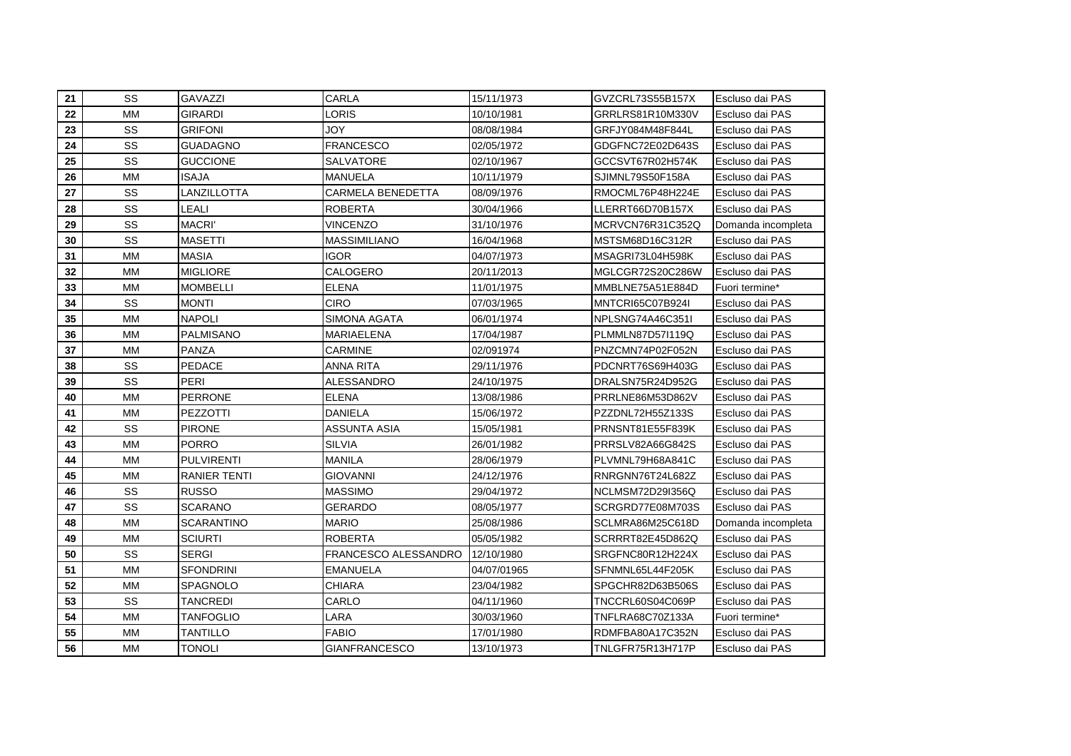| 21 | SS | GAVAZZI | CARLA | 15/11/1973 | GVZCRL73S55B157X | Escluso dai PAS |
|---|---|---|---|---|---|---|
| 22 | MM | GIRARDI | LORIS | 10/10/1981 | GRRLRS81R10M330V | Escluso dai PAS |
| 23 | SS | GRIFONI | JOY | 08/08/1984 | GRFJY084M48F844L | Escluso dai PAS |
| 24 | SS | GUADAGNO | FRANCESCO | 02/05/1972 | GDGFNC72E02D643S | Escluso dai PAS |
| 25 | SS | GUCCIONE | SALVATORE | 02/10/1967 | GCCSVT67R02H574K | Escluso dai PAS |
| 26 | MM | ISAJA | MANUELA | 10/11/1979 | SJIMNL79S50F158A | Escluso dai PAS |
| 27 | SS | LANZILLOTTA | CARMELA BENEDETTA | 08/09/1976 | RMOCML76P48H224E | Escluso dai PAS |
| 28 | SS | LEALI | ROBERTA | 30/04/1966 | LLERRT66D70B157X | Escluso dai PAS |
| 29 | SS | MACRI' | VINCENZO | 31/10/1976 | MCRVCN76R31C352Q | Domanda incompleta |
| 30 | SS | MASETTI | MASSIMILIANO | 16/04/1968 | MSTSM68D16C312R | Escluso dai PAS |
| 31 | MM | MASIA | IGOR | 04/07/1973 | MSAGRI73L04H598K | Escluso dai PAS |
| 32 | MM | MIGLIORE | CALOGERO | 20/11/2013 | MGLCGR72S20C286W | Escluso dai PAS |
| 33 | MM | MOMBELLI | ELENA | 11/01/1975 | MMBLNE75A51E884D | Fuori termine* |
| 34 | SS | MONTI | CIRO | 07/03/1965 | MNTCRI65C07B924I | Escluso dai PAS |
| 35 | MM | NAPOLI | SIMONA AGATA | 06/01/1974 | NPLSNG74A46C351I | Escluso dai PAS |
| 36 | MM | PALMISANO | MARIAELENA | 17/04/1987 | PLMMLN87D57I119Q | Escluso dai PAS |
| 37 | MM | PANZA | CARMINE | 02/091974 | PNZCMN74P02F052N | Escluso dai PAS |
| 38 | SS | PEDACE | ANNA RITA | 29/11/1976 | PDCNRT76S69H403G | Escluso dai PAS |
| 39 | SS | PERI | ALESSANDRO | 24/10/1975 | DRALSN75R24D952G | Escluso dai PAS |
| 40 | MM | PERRONE | ELENA | 13/08/1986 | PRRLNE86M53D862V | Escluso dai PAS |
| 41 | MM | PEZZOTTI | DANIELA | 15/06/1972 | PZZDNL72H55Z133S | Escluso dai PAS |
| 42 | SS | PIRONE | ASSUNTA ASIA | 15/05/1981 | PRNSNT81E55F839K | Escluso dai PAS |
| 43 | MM | PORRO | SILVIA | 26/01/1982 | PRRSLV82A66G842S | Escluso dai PAS |
| 44 | MM | PULVIRENTI | MANILA | 28/06/1979 | PLVMNL79H68A841C | Escluso dai PAS |
| 45 | MM | RANIER TENTI | GIOVANNI | 24/12/1976 | RNRGNN76T24L682Z | Escluso dai PAS |
| 46 | SS | RUSSO | MASSIMO | 29/04/1972 | NCLMSM72D29I356Q | Escluso dai PAS |
| 47 | SS | SCARANO | GERARDO | 08/05/1977 | SCRGRD77E08M703S | Escluso dai PAS |
| 48 | MM | SCARANTINO | MARIO | 25/08/1986 | SCLMRA86M25C618D | Domanda incompleta |
| 49 | MM | SCIURTI | ROBERTA | 05/05/1982 | SCRRRT82E45D862Q | Escluso dai PAS |
| 50 | SS | SERGI | FRANCESCO ALESSANDRO | 12/10/1980 | SRGFNC80R12H224X | Escluso dai PAS |
| 51 | MM | SFONDRINI | EMANUELA | 04/07/01965 | SFNMNL65L44F205K | Escluso dai PAS |
| 52 | MM | SPAGNOLO | CHIARA | 23/04/1982 | SPGCHR82D63B506S | Escluso dai PAS |
| 53 | SS | TANCREDI | CARLO | 04/11/1960 | TNCCRL60S04C069P | Escluso dai PAS |
| 54 | MM | TANFOGLIO | LARA | 30/03/1960 | TNFLRA68C70Z133A | Fuori termine* |
| 55 | MM | TANTILLO | FABIO | 17/01/1980 | RDMFBA80A17C352N | Escluso dai PAS |
| 56 | MM | TONOLI | GIANFRANCESCO | 13/10/1973 | TNLGFR75R13H717P | Escluso dai PAS |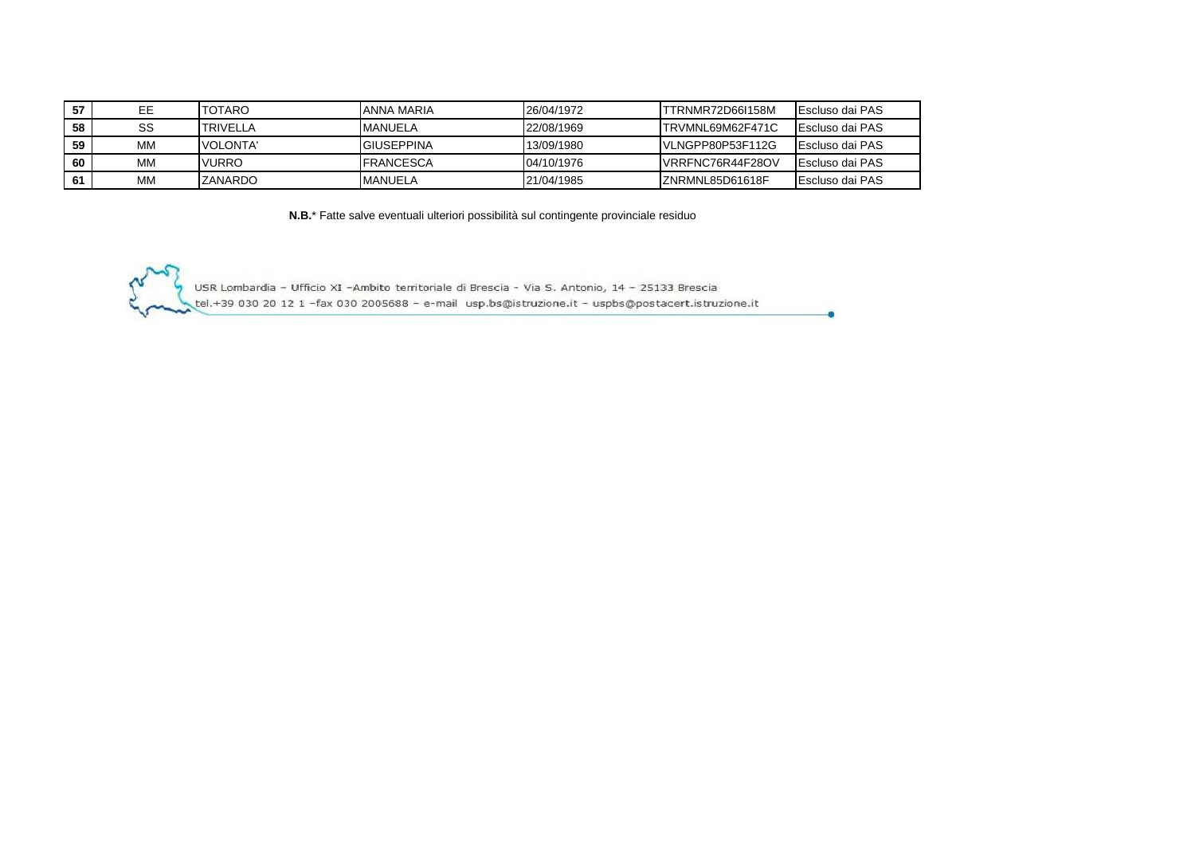| | | | | | | |
|---|---|---|---|---|---|---|
| **57** | EE | TOTARO | ANNA MARIA | 26/04/1972 | TTRNMR72D66I158M | Escluso dai PAS |
| **58** | SS | TRIVELLA | MANUELA | 22/08/1969 | TRVMNL69M62F471C | Escluso dai PAS |
| **59** | MM | VOLONTA' | GIUSEPPINA | 13/09/1980 | VLNGPP80P53F112G | Escluso dai PAS |
| **60** | MM | VURRO | FRANCESCA | 04/10/1976 | VRRFNC76R44F28OV | Escluso dai PAS |
| **61** | MM | ZANARDO | MANUELA | 21/04/1985 | ZNRMNL85D61618F | Escluso dai PAS |

**N.B.*** Fatte salve eventuali ulteriori possibilità sul contingente provinciale residuo

USR Lombardia – Ufficio XI –Ambito territoriale di Brescia - Via S. Antonio, 14 – 25133 Brescia
tel.+39 030 20 12 1 –fax 030 2005688 – e-mail usp.bs@istruzione.it – uspbs@postacert.istruzione.it